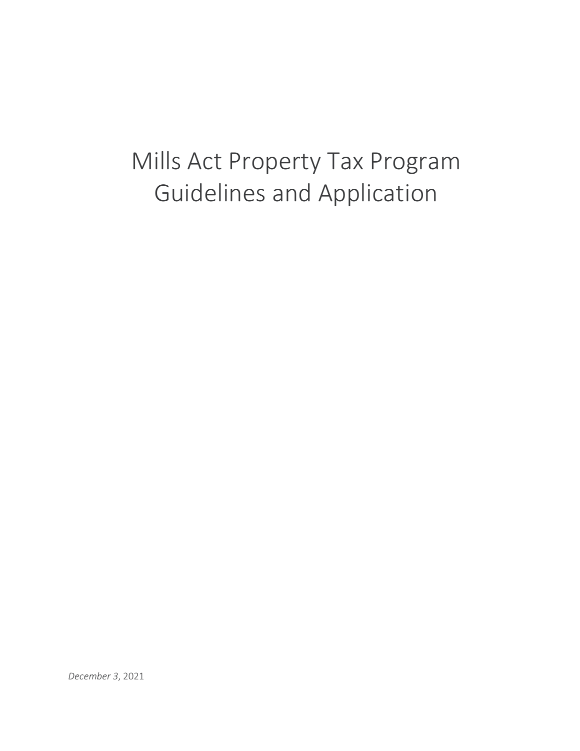# Mills Act Property Tax Program Guidelines and Application

*December 3*, 2021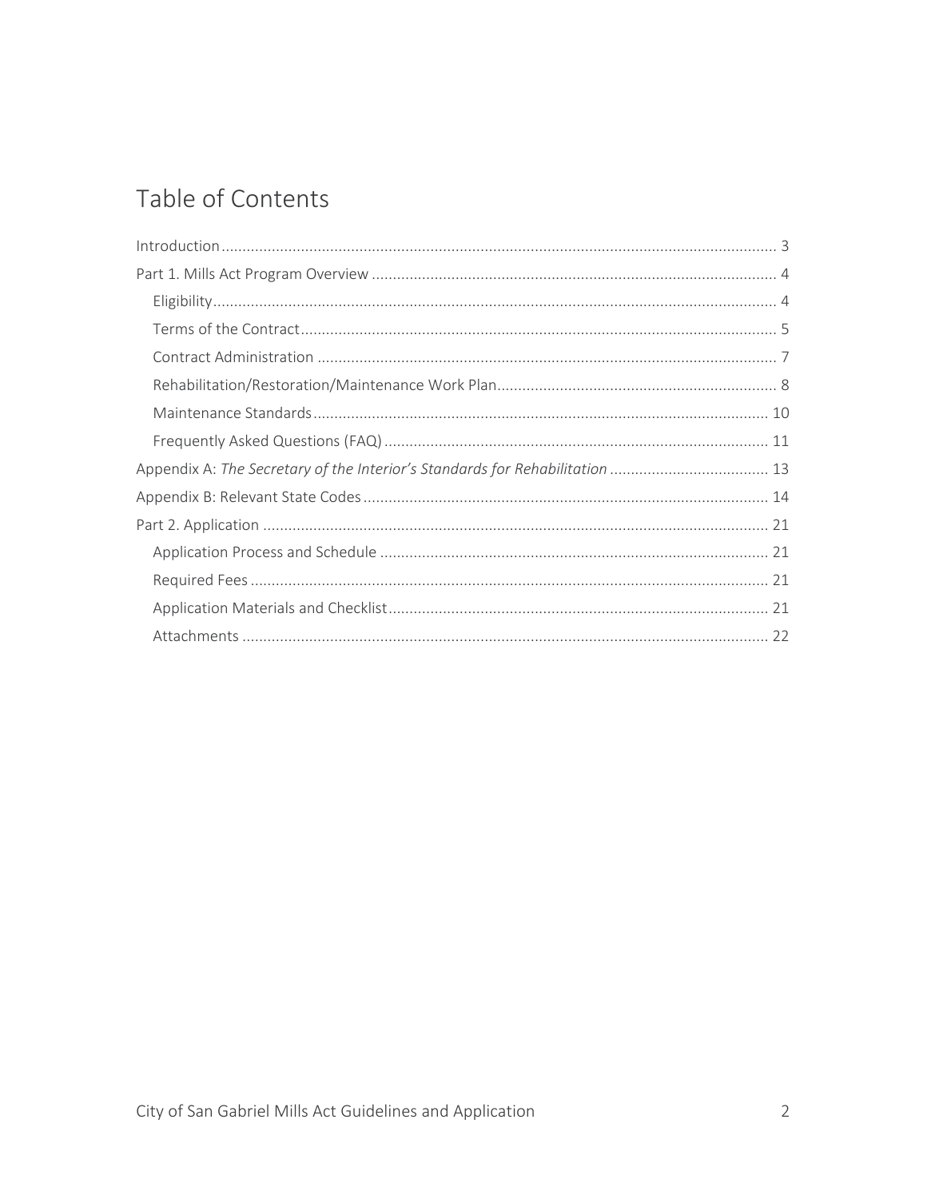# Table of Contents

- Introduction ... 3
- Part 1. Mills Act Program Overview ... 4
  - Eligibility ... 4
  - Terms of the Contract ... 5
  - Contract Administration ... 7
  - Rehabilitation/Restoration/Maintenance Work Plan ... 8
  - Maintenance Standards ... 10
  - Frequently Asked Questions (FAQ) ... 11
- Appendix A: *The Secretary of the Interior's Standards for Rehabilitation* ... 13
- Appendix B: Relevant State Codes ... 14
- Part 2. Application ... 21
  - Application Process and Schedule ... 21
  - Required Fees ... 21
  - Application Materials and Checklist ... 21
  - Attachments ... 22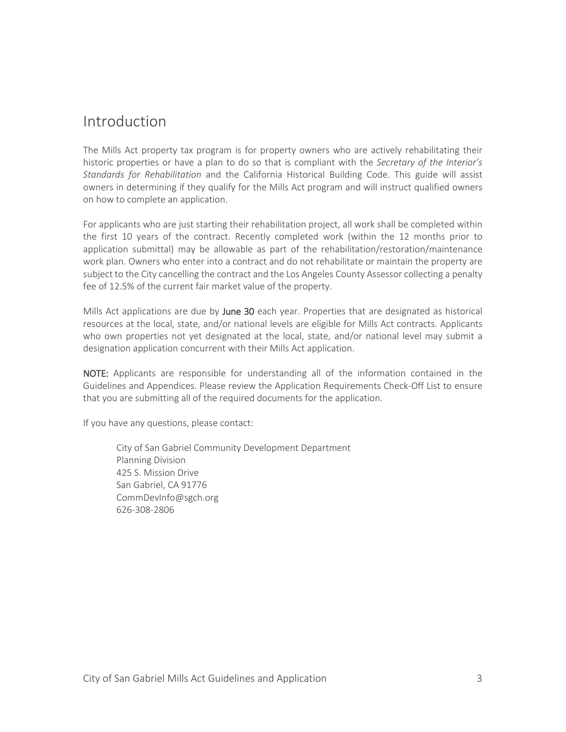## Introduction

The Mills Act property tax program is for property owners who are actively rehabilitating their historic properties or have a plan to do so that is compliant with the *Secretary of the Interior's Standards for Rehabilitation* and the California Historical Building Code. This guide will assist owners in determining if they qualify for the Mills Act program and will instruct qualified owners on how to complete an application.

For applicants who are just starting their rehabilitation project, all work shall be completed within the first 10 years of the contract. Recently completed work (within the 12 months prior to application submittal) may be allowable as part of the rehabilitation/restoration/maintenance work plan. Owners who enter into a contract and do not rehabilitate or maintain the property are subject to the City cancelling the contract and the Los Angeles County Assessor collecting a penalty fee of 12.5% of the current fair market value of the property.

Mills Act applications are due by **June 30** each year. Properties that are designated as historical resources at the local, state, and/or national levels are eligible for Mills Act contracts. Applicants who own properties not yet designated at the local, state, and/or national level may submit a designation application concurrent with their Mills Act application.

**NOTE:** Applicants are responsible for understanding all of the information contained in the Guidelines and Appendices. Please review the Application Requirements Check-Off List to ensure that you are submitting all of the required documents for the application.

If you have any questions, please contact:

City of San Gabriel Community Development Department
Planning Division
425 S. Mission Drive
San Gabriel, CA 91776
CommDevInfo@sgch.org
626-308-2806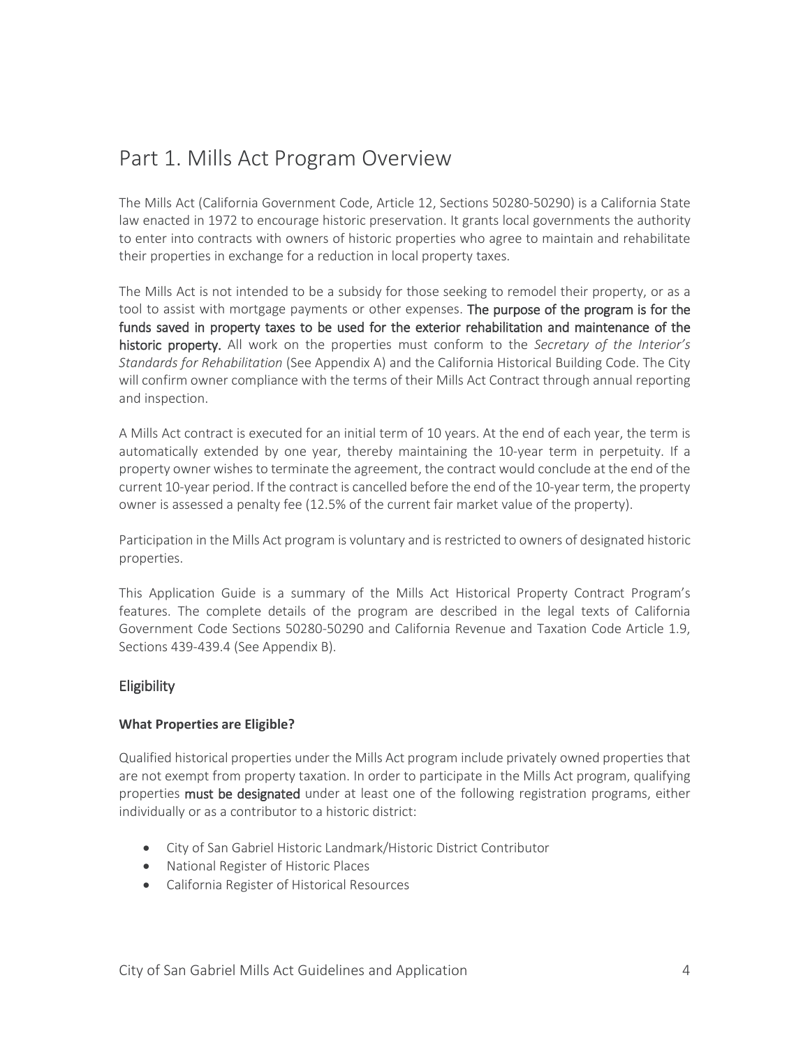# Part 1. Mills Act Program Overview

The Mills Act (California Government Code, Article 12, Sections 50280-50290) is a California State law enacted in 1972 to encourage historic preservation. It grants local governments the authority to enter into contracts with owners of historic properties who agree to maintain and rehabilitate their properties in exchange for a reduction in local property taxes.

The Mills Act is not intended to be a subsidy for those seeking to remodel their property, or as a tool to assist with mortgage payments or other expenses. **The purpose of the program is for the funds saved in property taxes to be used for the exterior rehabilitation and maintenance of the historic property.** All work on the properties must conform to the *Secretary of the Interior's Standards for Rehabilitation* (See Appendix A) and the California Historical Building Code. The City will confirm owner compliance with the terms of their Mills Act Contract through annual reporting and inspection.

A Mills Act contract is executed for an initial term of 10 years. At the end of each year, the term is automatically extended by one year, thereby maintaining the 10-year term in perpetuity. If a property owner wishes to terminate the agreement, the contract would conclude at the end of the current 10-year period. If the contract is cancelled before the end of the 10-year term, the property owner is assessed a penalty fee (12.5% of the current fair market value of the property).

Participation in the Mills Act program is voluntary and is restricted to owners of designated historic properties.

This Application Guide is a summary of the Mills Act Historical Property Contract Program's features. The complete details of the program are described in the legal texts of California Government Code Sections 50280-50290 and California Revenue and Taxation Code Article 1.9, Sections 439-439.4 (See Appendix B).

## Eligibility

### What Properties are Eligible?

Qualified historical properties under the Mills Act program include privately owned properties that are not exempt from property taxation. In order to participate in the Mills Act program, qualifying properties **must be designated** under at least one of the following registration programs, either individually or as a contributor to a historic district:

- City of San Gabriel Historic Landmark/Historic District Contributor
- National Register of Historic Places
- California Register of Historical Resources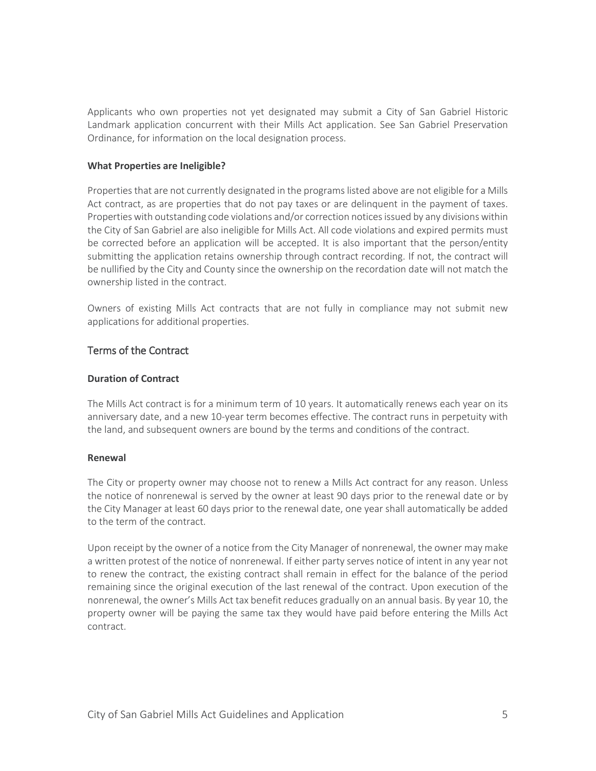Applicants who own properties not yet designated may submit a City of San Gabriel Historic Landmark application concurrent with their Mills Act application. See San Gabriel Preservation Ordinance, for information on the local designation process.

**What Properties are Ineligible?**

Properties that are not currently designated in the programs listed above are not eligible for a Mills Act contract, as are properties that do not pay taxes or are delinquent in the payment of taxes. Properties with outstanding code violations and/or correction notices issued by any divisions within the City of San Gabriel are also ineligible for Mills Act. All code violations and expired permits must be corrected before an application will be accepted. It is also important that the person/entity submitting the application retains ownership through contract recording. If not, the contract will be nullified by the City and County since the ownership on the recordation date will not match the ownership listed in the contract.

Owners of existing Mills Act contracts that are not fully in compliance may not submit new applications for additional properties.

## Terms of the Contract

**Duration of Contract**

The Mills Act contract is for a minimum term of 10 years. It automatically renews each year on its anniversary date, and a new 10-year term becomes effective. The contract runs in perpetuity with the land, and subsequent owners are bound by the terms and conditions of the contract.

**Renewal**

The City or property owner may choose not to renew a Mills Act contract for any reason. Unless the notice of nonrenewal is served by the owner at least 90 days prior to the renewal date or by the City Manager at least 60 days prior to the renewal date, one year shall automatically be added to the term of the contract.

Upon receipt by the owner of a notice from the City Manager of nonrenewal, the owner may make a written protest of the notice of nonrenewal. If either party serves notice of intent in any year not to renew the contract, the existing contract shall remain in effect for the balance of the period remaining since the original execution of the last renewal of the contract. Upon execution of the nonrenewal, the owner's Mills Act tax benefit reduces gradually on an annual basis. By year 10, the property owner will be paying the same tax they would have paid before entering the Mills Act contract.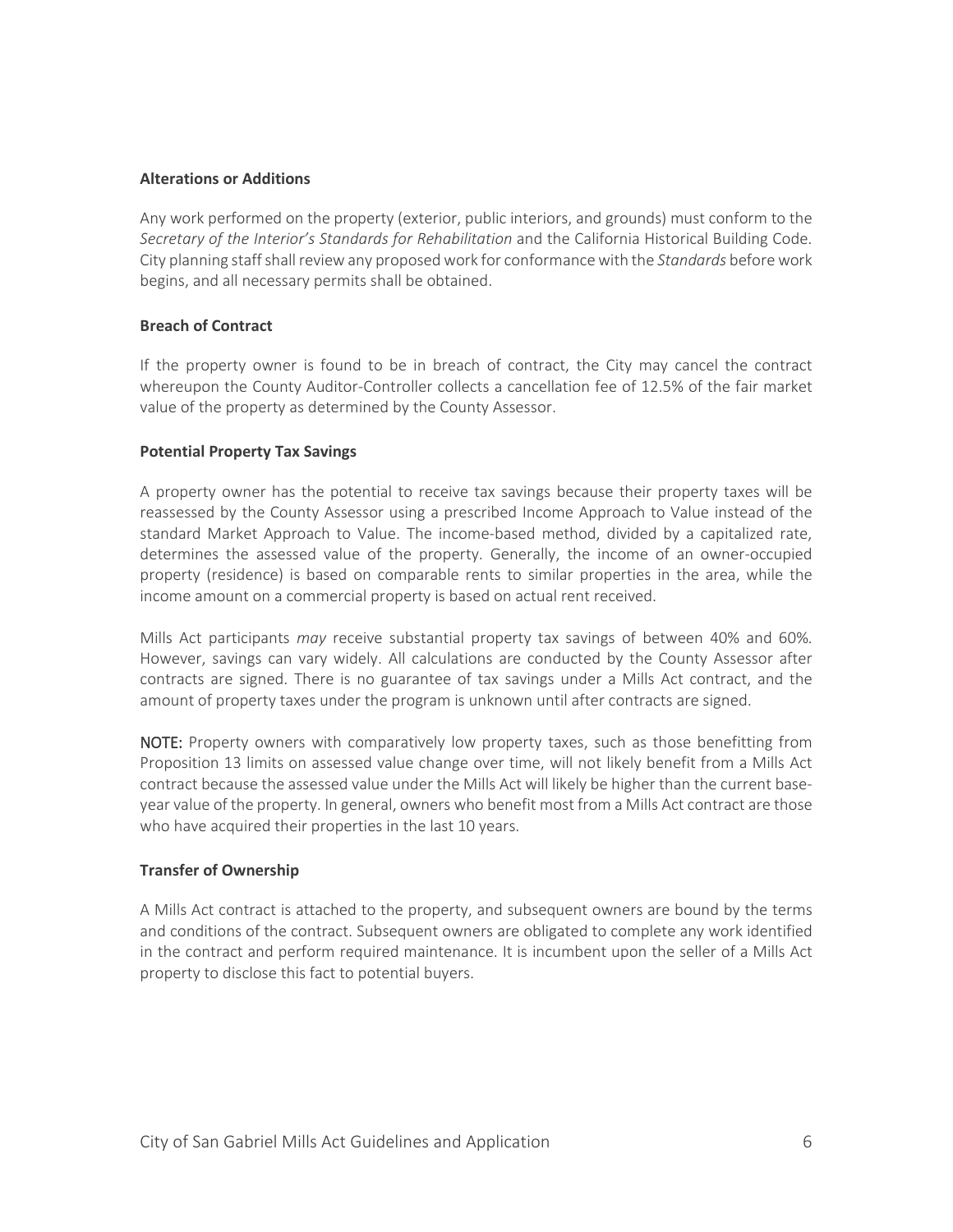### Alterations or Additions

Any work performed on the property (exterior, public interiors, and grounds) must conform to the *Secretary of the Interior's Standards for Rehabilitation* and the California Historical Building Code. City planning staff shall review any proposed work for conformance with the *Standards* before work begins, and all necessary permits shall be obtained.

### Breach of Contract

If the property owner is found to be in breach of contract, the City may cancel the contract whereupon the County Auditor-Controller collects a cancellation fee of 12.5% of the fair market value of the property as determined by the County Assessor.

### Potential Property Tax Savings

A property owner has the potential to receive tax savings because their property taxes will be reassessed by the County Assessor using a prescribed Income Approach to Value instead of the standard Market Approach to Value. The income-based method, divided by a capitalized rate, determines the assessed value of the property. Generally, the income of an owner-occupied property (residence) is based on comparable rents to similar properties in the area, while the income amount on a commercial property is based on actual rent received.

Mills Act participants *may* receive substantial property tax savings of between 40% and 60%. However, savings can vary widely. All calculations are conducted by the County Assessor after contracts are signed. There is no guarantee of tax savings under a Mills Act contract, and the amount of property taxes under the program is unknown until after contracts are signed.

**NOTE:** Property owners with comparatively low property taxes, such as those benefitting from Proposition 13 limits on assessed value change over time, will not likely benefit from a Mills Act contract because the assessed value under the Mills Act will likely be higher than the current base-year value of the property. In general, owners who benefit most from a Mills Act contract are those who have acquired their properties in the last 10 years.

### Transfer of Ownership

A Mills Act contract is attached to the property, and subsequent owners are bound by the terms and conditions of the contract. Subsequent owners are obligated to complete any work identified in the contract and perform required maintenance. It is incumbent upon the seller of a Mills Act property to disclose this fact to potential buyers.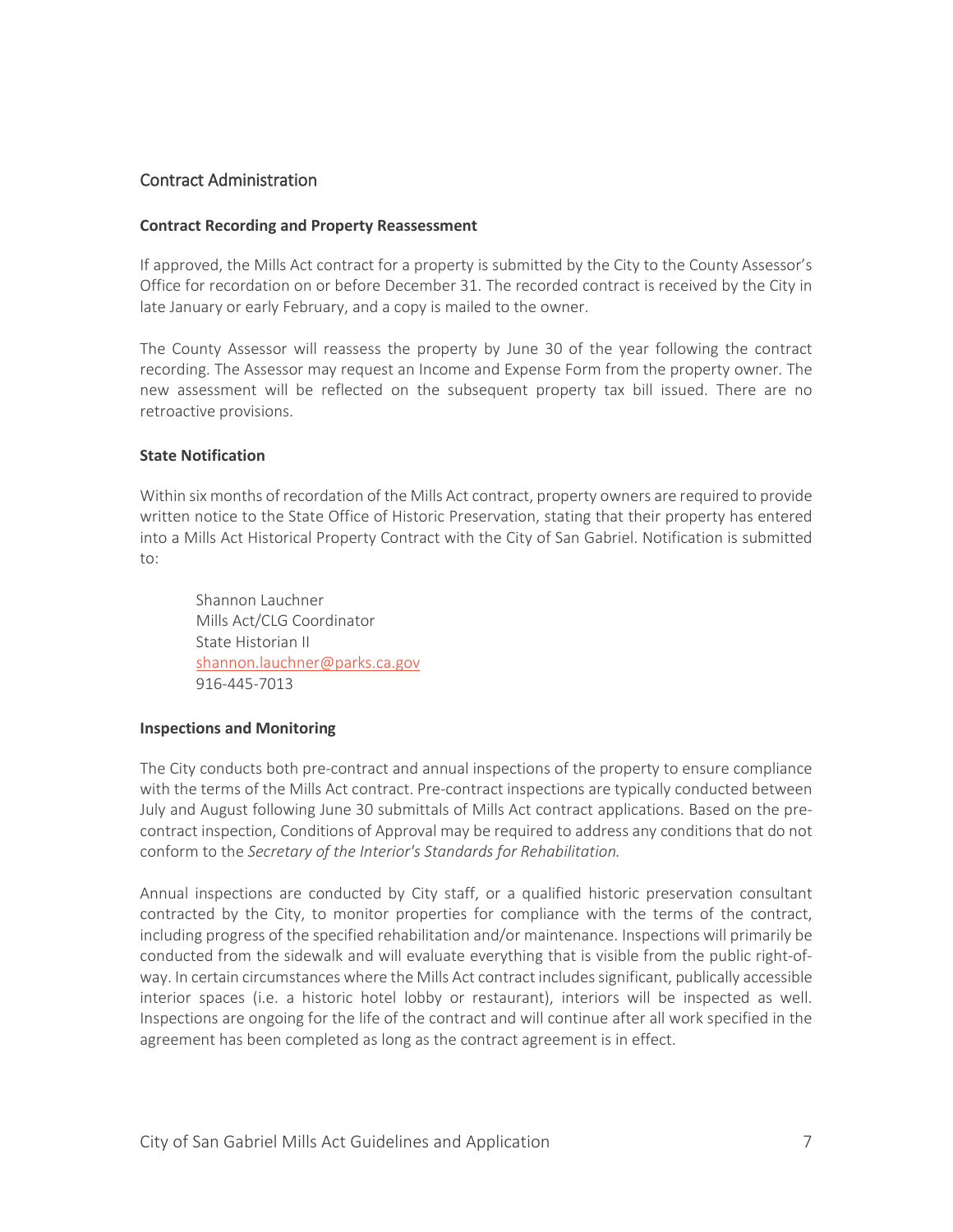## Contract Administration

**Contract Recording and Property Reassessment**

If approved, the Mills Act contract for a property is submitted by the City to the County Assessor's Office for recordation on or before December 31. The recorded contract is received by the City in late January or early February, and a copy is mailed to the owner.

The County Assessor will reassess the property by June 30 of the year following the contract recording. The Assessor may request an Income and Expense Form from the property owner. The new assessment will be reflected on the subsequent property tax bill issued. There are no retroactive provisions.

**State Notification**

Within six months of recordation of the Mills Act contract, property owners are required to provide written notice to the State Office of Historic Preservation, stating that their property has entered into a Mills Act Historical Property Contract with the City of San Gabriel. Notification is submitted to:

> Shannon Lauchner
> Mills Act/CLG Coordinator
> State Historian II
> shannon.lauchner@parks.ca.gov
> 916-445-7013

**Inspections and Monitoring**

The City conducts both pre-contract and annual inspections of the property to ensure compliance with the terms of the Mills Act contract. Pre-contract inspections are typically conducted between July and August following June 30 submittals of Mills Act contract applications. Based on the pre-contract inspection, Conditions of Approval may be required to address any conditions that do not conform to the *Secretary of the Interior's Standards for Rehabilitation.*

Annual inspections are conducted by City staff, or a qualified historic preservation consultant contracted by the City, to monitor properties for compliance with the terms of the contract, including progress of the specified rehabilitation and/or maintenance. Inspections will primarily be conducted from the sidewalk and will evaluate everything that is visible from the public right-of-way. In certain circumstances where the Mills Act contract includes significant, publically accessible interior spaces (i.e. a historic hotel lobby or restaurant), interiors will be inspected as well. Inspections are ongoing for the life of the contract and will continue after all work specified in the agreement has been completed as long as the contract agreement is in effect.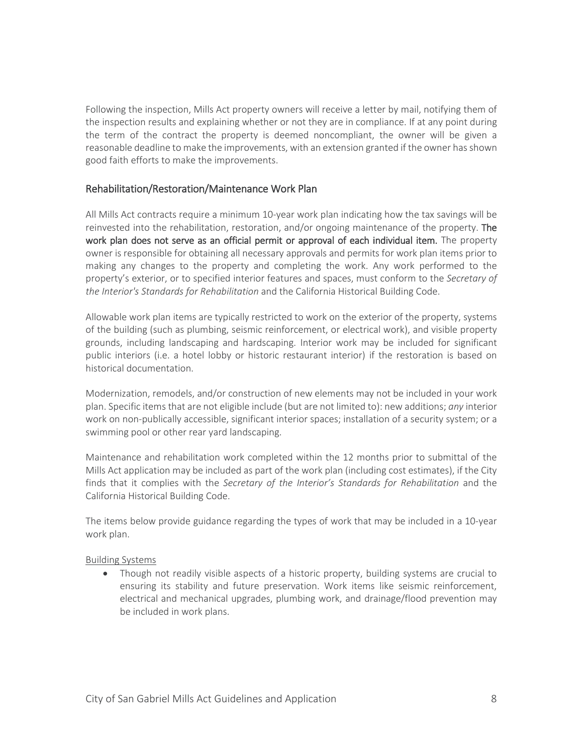Following the inspection, Mills Act property owners will receive a letter by mail, notifying them of the inspection results and explaining whether or not they are in compliance. If at any point during the term of the contract the property is deemed noncompliant, the owner will be given a reasonable deadline to make the improvements, with an extension granted if the owner has shown good faith efforts to make the improvements.

## Rehabilitation/Restoration/Maintenance Work Plan

All Mills Act contracts require a minimum 10-year work plan indicating how the tax savings will be reinvested into the rehabilitation, restoration, and/or ongoing maintenance of the property. **The work plan does not serve as an official permit or approval of each individual item.** The property owner is responsible for obtaining all necessary approvals and permits for work plan items prior to making any changes to the property and completing the work. Any work performed to the property's exterior, or to specified interior features and spaces, must conform to the *Secretary of the Interior's Standards for Rehabilitation* and the California Historical Building Code.

Allowable work plan items are typically restricted to work on the exterior of the property, systems of the building (such as plumbing, seismic reinforcement, or electrical work), and visible property grounds, including landscaping and hardscaping. Interior work may be included for significant public interiors (i.e. a hotel lobby or historic restaurant interior) if the restoration is based on historical documentation.

Modernization, remodels, and/or construction of new elements may not be included in your work plan. Specific items that are not eligible include (but are not limited to): new additions; *any* interior work on non-publically accessible, significant interior spaces; installation of a security system; or a swimming pool or other rear yard landscaping.

Maintenance and rehabilitation work completed within the 12 months prior to submittal of the Mills Act application may be included as part of the work plan (including cost estimates), if the City finds that it complies with the *Secretary of the Interior's Standards for Rehabilitation* and the California Historical Building Code.

The items below provide guidance regarding the types of work that may be included in a 10-year work plan.

<u>Building Systems</u>

- Though not readily visible aspects of a historic property, building systems are crucial to ensuring its stability and future preservation. Work items like seismic reinforcement, electrical and mechanical upgrades, plumbing work, and drainage/flood prevention may be included in work plans.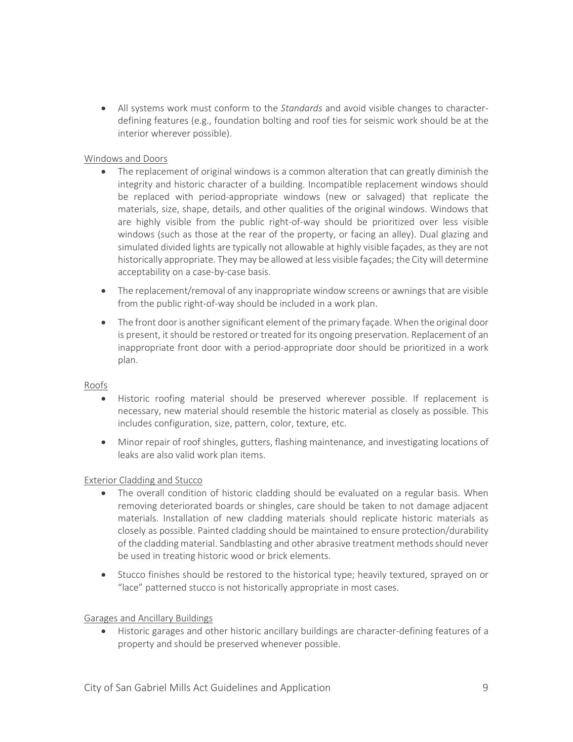- All systems work must conform to the *Standards* and avoid visible changes to character-defining features (e.g., foundation bolting and roof ties for seismic work should be at the interior wherever possible).

Windows and Doors

- The replacement of original windows is a common alteration that can greatly diminish the integrity and historic character of a building. Incompatible replacement windows should be replaced with period-appropriate windows (new or salvaged) that replicate the materials, size, shape, details, and other qualities of the original windows. Windows that are highly visible from the public right-of-way should be prioritized over less visible windows (such as those at the rear of the property, or facing an alley). Dual glazing and simulated divided lights are typically not allowable at highly visible façades, as they are not historically appropriate. They may be allowed at less visible façades; the City will determine acceptability on a case-by-case basis.
- The replacement/removal of any inappropriate window screens or awnings that are visible from the public right-of-way should be included in a work plan.
- The front door is another significant element of the primary façade. When the original door is present, it should be restored or treated for its ongoing preservation. Replacement of an inappropriate front door with a period-appropriate door should be prioritized in a work plan.

Roofs

- Historic roofing material should be preserved wherever possible. If replacement is necessary, new material should resemble the historic material as closely as possible. This includes configuration, size, pattern, color, texture, etc.
- Minor repair of roof shingles, gutters, flashing maintenance, and investigating locations of leaks are also valid work plan items.

Exterior Cladding and Stucco

- The overall condition of historic cladding should be evaluated on a regular basis. When removing deteriorated boards or shingles, care should be taken to not damage adjacent materials. Installation of new cladding materials should replicate historic materials as closely as possible. Painted cladding should be maintained to ensure protection/durability of the cladding material. Sandblasting and other abrasive treatment methods should never be used in treating historic wood or brick elements.
- Stucco finishes should be restored to the historical type; heavily textured, sprayed on or "lace" patterned stucco is not historically appropriate in most cases.

Garages and Ancillary Buildings

- Historic garages and other historic ancillary buildings are character-defining features of a property and should be preserved whenever possible.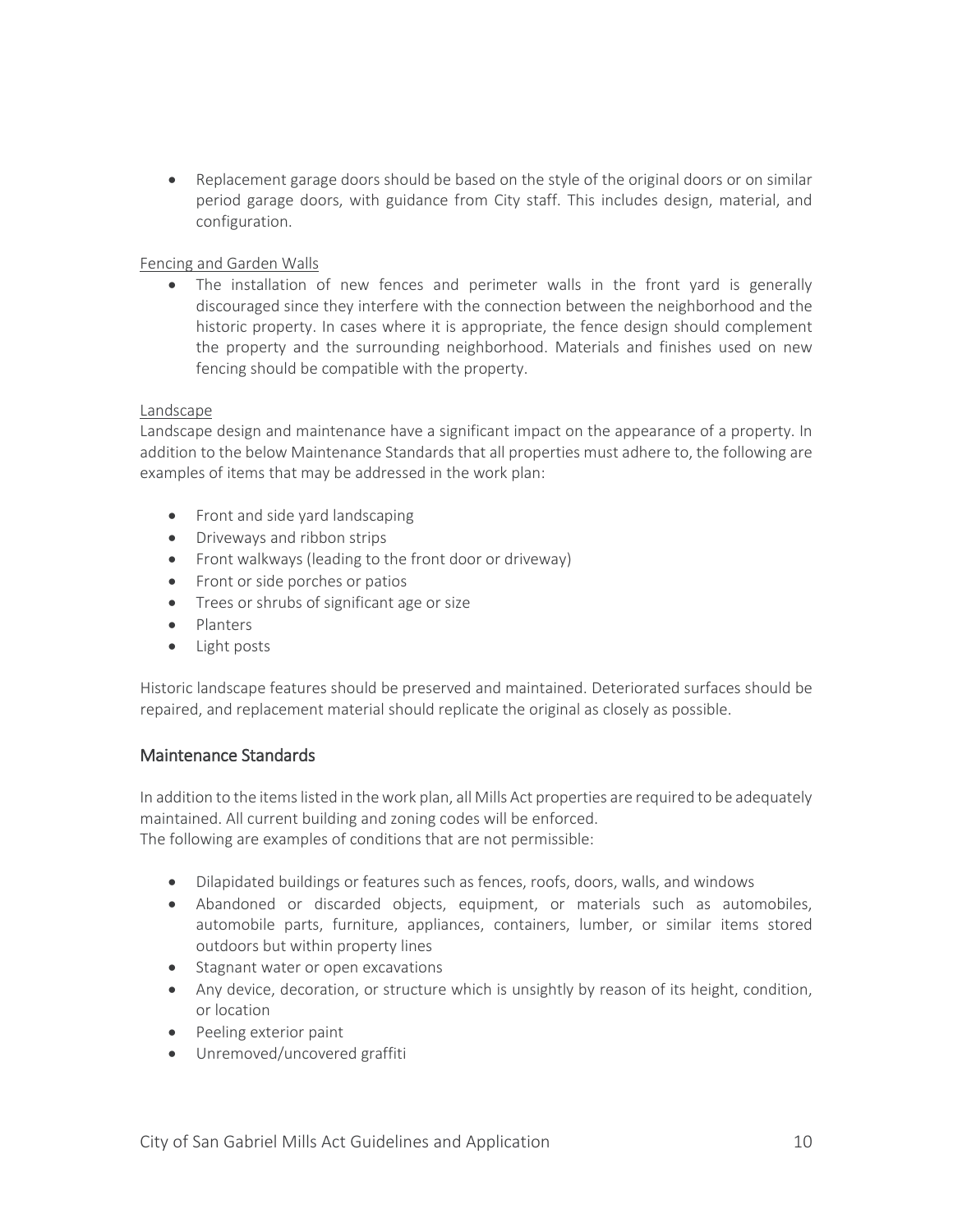- Replacement garage doors should be based on the style of the original doors or on similar period garage doors, with guidance from City staff. This includes design, material, and configuration.

Fencing and Garden Walls

- The installation of new fences and perimeter walls in the front yard is generally discouraged since they interfere with the connection between the neighborhood and the historic property. In cases where it is appropriate, the fence design should complement the property and the surrounding neighborhood. Materials and finishes used on new fencing should be compatible with the property.

Landscape

Landscape design and maintenance have a significant impact on the appearance of a property. In addition to the below Maintenance Standards that all properties must adhere to, the following are examples of items that may be addressed in the work plan:

- Front and side yard landscaping
- Driveways and ribbon strips
- Front walkways (leading to the front door or driveway)
- Front or side porches or patios
- Trees or shrubs of significant age or size
- Planters
- Light posts

Historic landscape features should be preserved and maintained. Deteriorated surfaces should be repaired, and replacement material should replicate the original as closely as possible.

## Maintenance Standards

In addition to the items listed in the work plan, all Mills Act properties are required to be adequately maintained. All current building and zoning codes will be enforced.
The following are examples of conditions that are not permissible:

- Dilapidated buildings or features such as fences, roofs, doors, walls, and windows
- Abandoned or discarded objects, equipment, or materials such as automobiles, automobile parts, furniture, appliances, containers, lumber, or similar items stored outdoors but within property lines
- Stagnant water or open excavations
- Any device, decoration, or structure which is unsightly by reason of its height, condition, or location
- Peeling exterior paint
- Unremoved/uncovered graffiti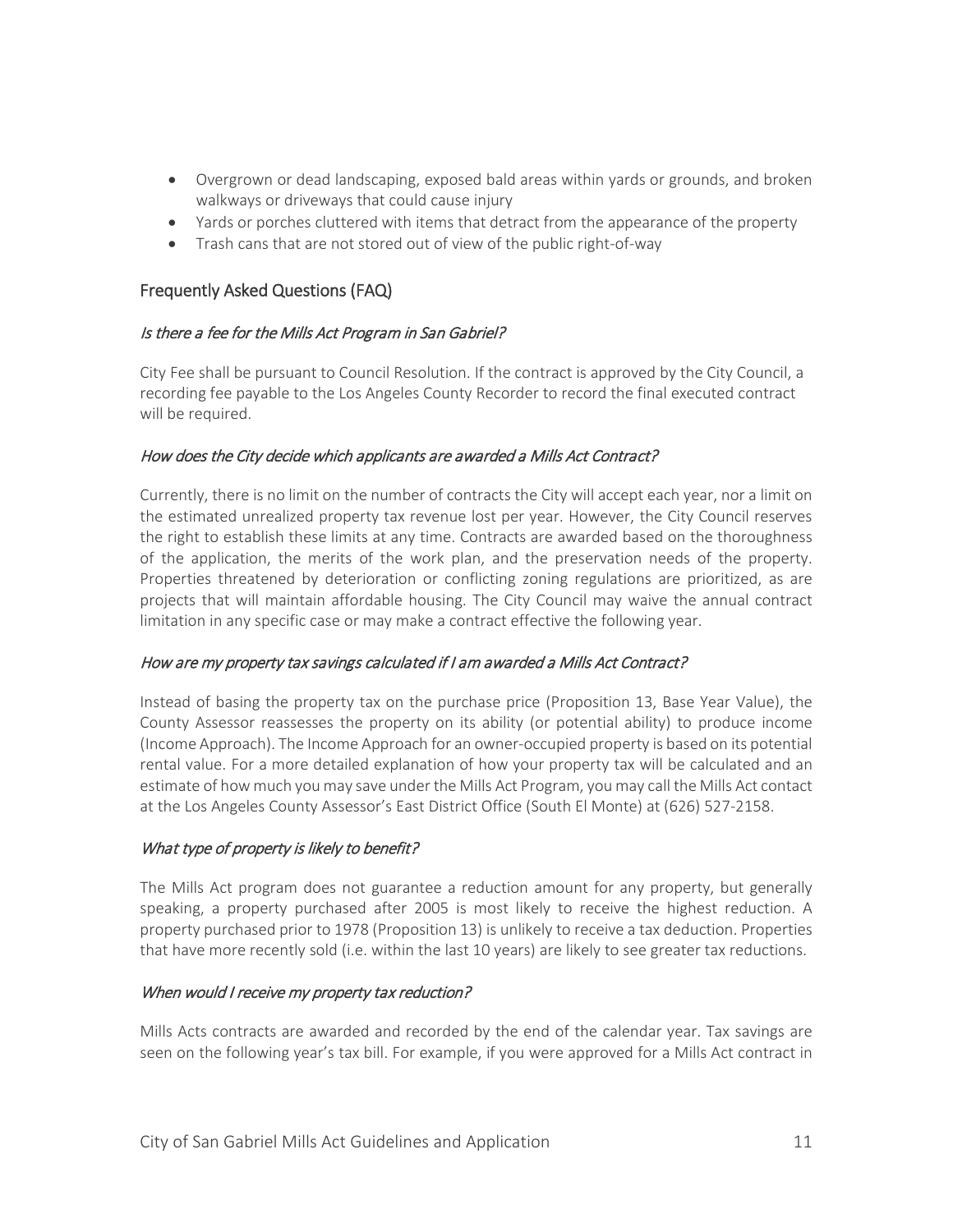- Overgrown or dead landscaping, exposed bald areas within yards or grounds, and broken walkways or driveways that could cause injury
- Yards or porches cluttered with items that detract from the appearance of the property
- Trash cans that are not stored out of view of the public right-of-way

## Frequently Asked Questions (FAQ)

### *Is there a fee for the Mills Act Program in San Gabriel?*

City Fee shall be pursuant to Council Resolution. If the contract is approved by the City Council, a recording fee payable to the Los Angeles County Recorder to record the final executed contract will be required.

### *How does the City decide which applicants are awarded a Mills Act Contract?*

Currently, there is no limit on the number of contracts the City will accept each year, nor a limit on the estimated unrealized property tax revenue lost per year. However, the City Council reserves the right to establish these limits at any time. Contracts are awarded based on the thoroughness of the application, the merits of the work plan, and the preservation needs of the property. Properties threatened by deterioration or conflicting zoning regulations are prioritized, as are projects that will maintain affordable housing. The City Council may waive the annual contract limitation in any specific case or may make a contract effective the following year.

### *How are my property tax savings calculated if I am awarded a Mills Act Contract?*

Instead of basing the property tax on the purchase price (Proposition 13, Base Year Value), the County Assessor reassesses the property on its ability (or potential ability) to produce income (Income Approach). The Income Approach for an owner-occupied property is based on its potential rental value. For a more detailed explanation of how your property tax will be calculated and an estimate of how much you may save under the Mills Act Program, you may call the Mills Act contact at the Los Angeles County Assessor's East District Office (South El Monte) at (626) 527-2158.

### *What type of property is likely to benefit?*

The Mills Act program does not guarantee a reduction amount for any property, but generally speaking, a property purchased after 2005 is most likely to receive the highest reduction. A property purchased prior to 1978 (Proposition 13) is unlikely to receive a tax deduction. Properties that have more recently sold (i.e. within the last 10 years) are likely to see greater tax reductions.

### *When would I receive my property tax reduction?*

Mills Acts contracts are awarded and recorded by the end of the calendar year. Tax savings are seen on the following year's tax bill. For example, if you were approved for a Mills Act contract in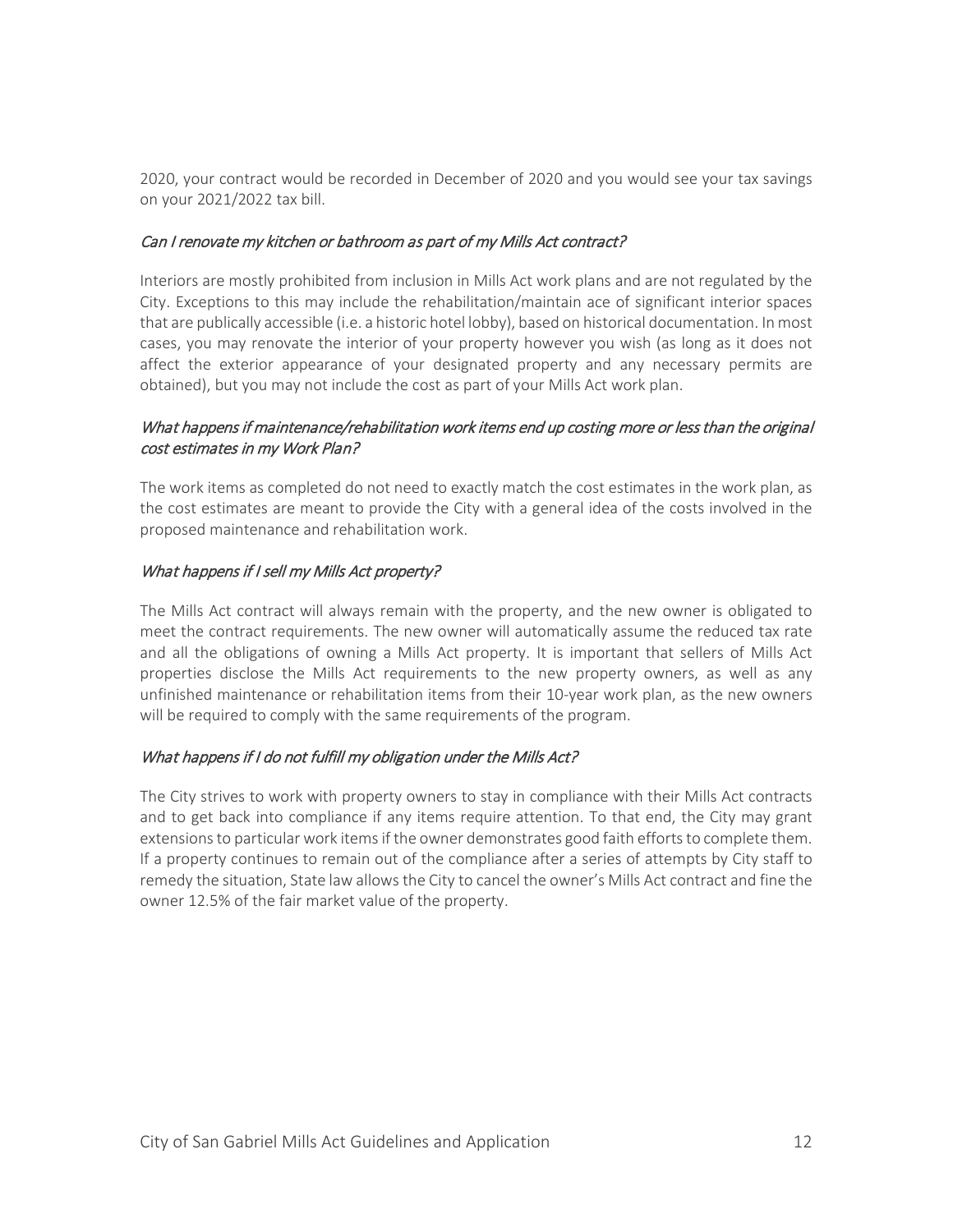2020, your contract would be recorded in December of 2020 and you would see your tax savings on your 2021/2022 tax bill.

*Can I renovate my kitchen or bathroom as part of my Mills Act contract?*

Interiors are mostly prohibited from inclusion in Mills Act work plans and are not regulated by the City. Exceptions to this may include the rehabilitation/maintain ace of significant interior spaces that are publically accessible (i.e. a historic hotel lobby), based on historical documentation. In most cases, you may renovate the interior of your property however you wish (as long as it does not affect the exterior appearance of your designated property and any necessary permits are obtained), but you may not include the cost as part of your Mills Act work plan.

*What happens if maintenance/rehabilitation work items end up costing more or less than the original cost estimates in my Work Plan?*

The work items as completed do not need to exactly match the cost estimates in the work plan, as the cost estimates are meant to provide the City with a general idea of the costs involved in the proposed maintenance and rehabilitation work.

*What happens if I sell my Mills Act property?*

The Mills Act contract will always remain with the property, and the new owner is obligated to meet the contract requirements. The new owner will automatically assume the reduced tax rate and all the obligations of owning a Mills Act property. It is important that sellers of Mills Act properties disclose the Mills Act requirements to the new property owners, as well as any unfinished maintenance or rehabilitation items from their 10-year work plan, as the new owners will be required to comply with the same requirements of the program.

*What happens if I do not fulfill my obligation under the Mills Act?*

The City strives to work with property owners to stay in compliance with their Mills Act contracts and to get back into compliance if any items require attention. To that end, the City may grant extensions to particular work items if the owner demonstrates good faith efforts to complete them. If a property continues to remain out of the compliance after a series of attempts by City staff to remedy the situation, State law allows the City to cancel the owner's Mills Act contract and fine the owner 12.5% of the fair market value of the property.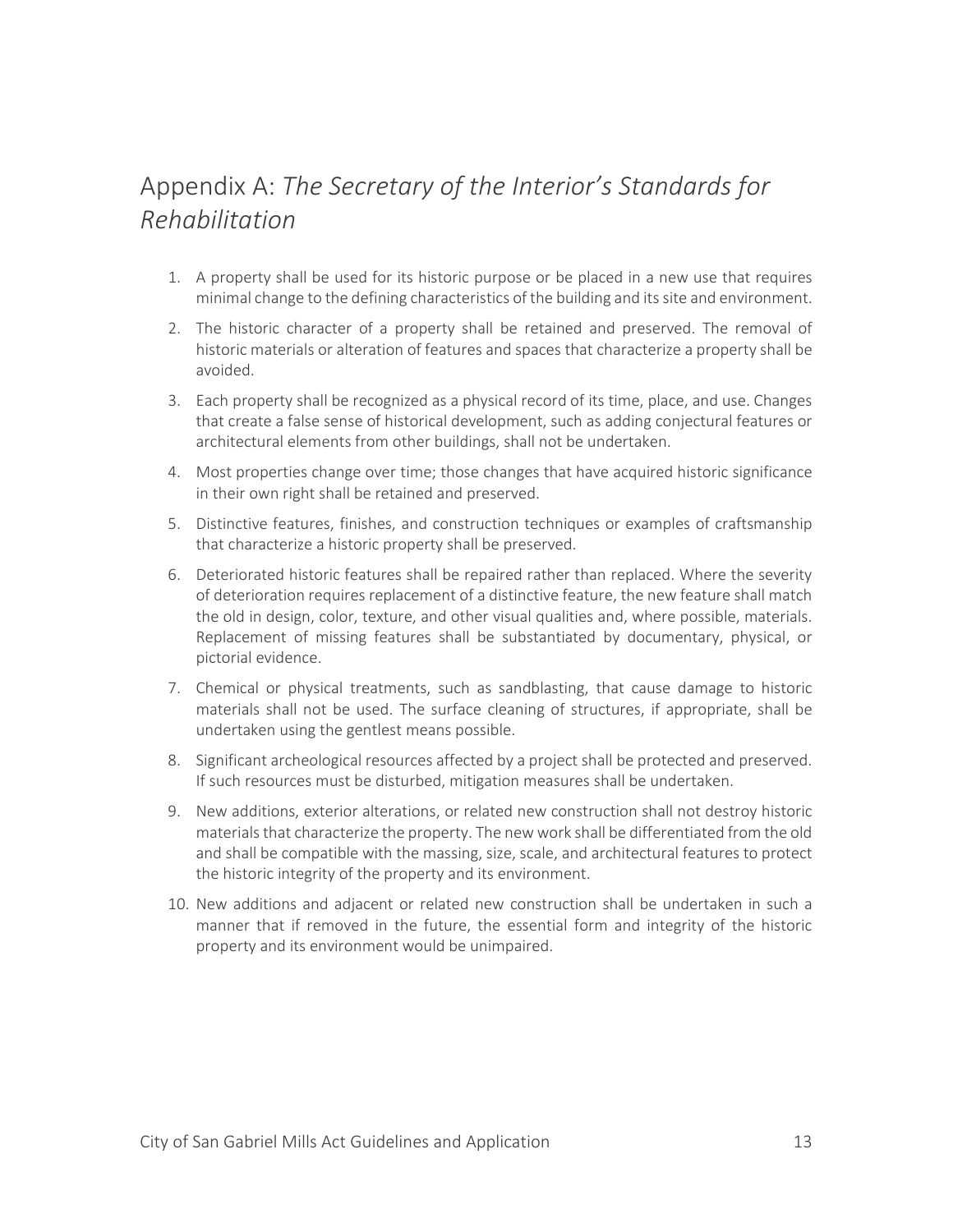# Appendix A: *The Secretary of the Interior's Standards for Rehabilitation*

1. A property shall be used for its historic purpose or be placed in a new use that requires minimal change to the defining characteristics of the building and its site and environment.
2. The historic character of a property shall be retained and preserved. The removal of historic materials or alteration of features and spaces that characterize a property shall be avoided.
3. Each property shall be recognized as a physical record of its time, place, and use. Changes that create a false sense of historical development, such as adding conjectural features or architectural elements from other buildings, shall not be undertaken.
4. Most properties change over time; those changes that have acquired historic significance in their own right shall be retained and preserved.
5. Distinctive features, finishes, and construction techniques or examples of craftsmanship that characterize a historic property shall be preserved.
6. Deteriorated historic features shall be repaired rather than replaced. Where the severity of deterioration requires replacement of a distinctive feature, the new feature shall match the old in design, color, texture, and other visual qualities and, where possible, materials. Replacement of missing features shall be substantiated by documentary, physical, or pictorial evidence.
7. Chemical or physical treatments, such as sandblasting, that cause damage to historic materials shall not be used. The surface cleaning of structures, if appropriate, shall be undertaken using the gentlest means possible.
8. Significant archeological resources affected by a project shall be protected and preserved. If such resources must be disturbed, mitigation measures shall be undertaken.
9. New additions, exterior alterations, or related new construction shall not destroy historic materials that characterize the property. The new work shall be differentiated from the old and shall be compatible with the massing, size, scale, and architectural features to protect the historic integrity of the property and its environment.
10. New additions and adjacent or related new construction shall be undertaken in such a manner that if removed in the future, the essential form and integrity of the historic property and its environment would be unimpaired.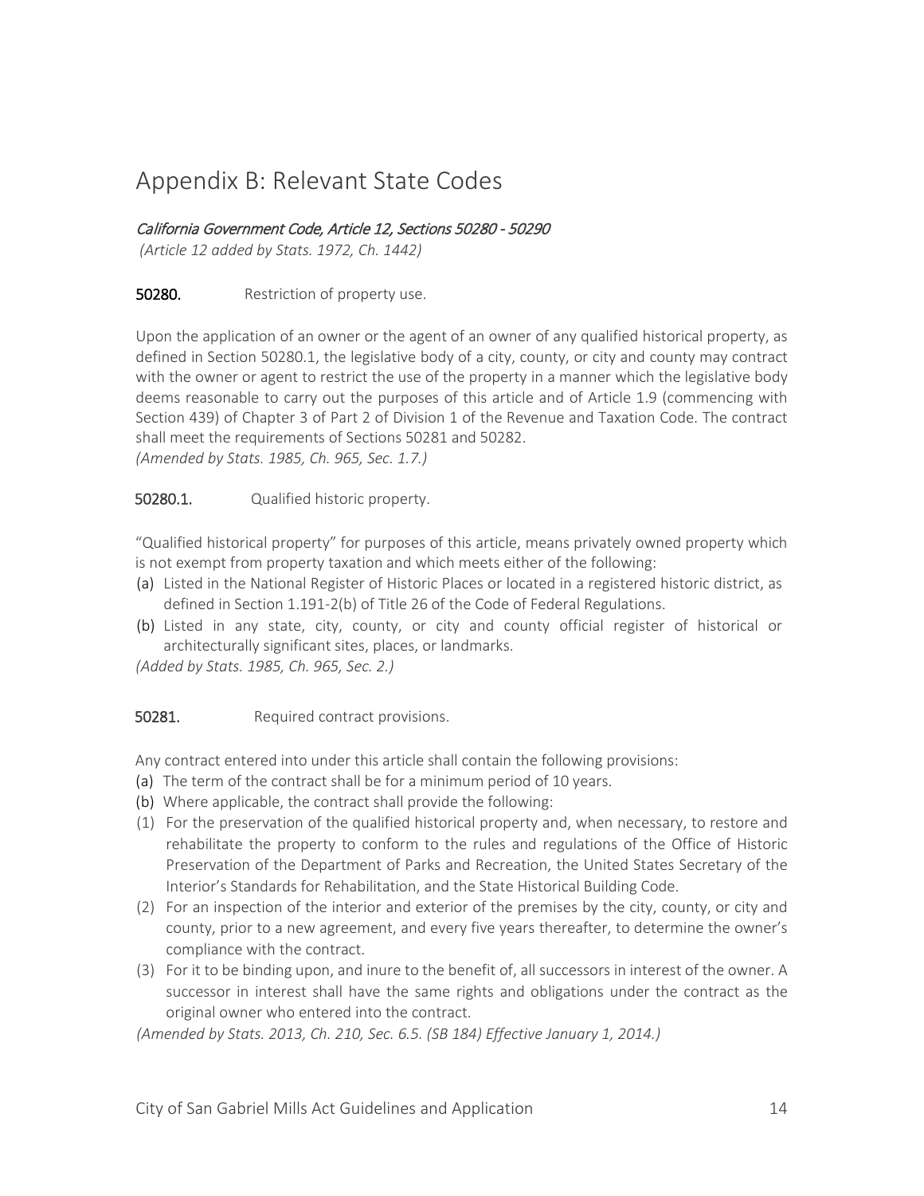# Appendix B: Relevant State Codes

***California Government Code, Article 12, Sections 50280 - 50290***

*(Article 12 added by Stats. 1972, Ch. 1442)*

**50280.** Restriction of property use.

Upon the application of an owner or the agent of an owner of any qualified historical property, as defined in Section 50280.1, the legislative body of a city, county, or city and county may contract with the owner or agent to restrict the use of the property in a manner which the legislative body deems reasonable to carry out the purposes of this article and of Article 1.9 (commencing with Section 439) of Chapter 3 of Part 2 of Division 1 of the Revenue and Taxation Code. The contract shall meet the requirements of Sections 50281 and 50282.

*(Amended by Stats. 1985, Ch. 965, Sec. 1.7.)*

**50280.1.** Qualified historic property.

"Qualified historical property" for purposes of this article, means privately owned property which is not exempt from property taxation and which meets either of the following:

(a) Listed in the National Register of Historic Places or located in a registered historic district, as defined in Section 1.191-2(b) of Title 26 of the Code of Federal Regulations.

(b) Listed in any state, city, county, or city and county official register of historical or architecturally significant sites, places, or landmarks.

*(Added by Stats. 1985, Ch. 965, Sec. 2.)*

**50281.** Required contract provisions.

Any contract entered into under this article shall contain the following provisions:

(a) The term of the contract shall be for a minimum period of 10 years.

(b) Where applicable, the contract shall provide the following:

(1) For the preservation of the qualified historical property and, when necessary, to restore and rehabilitate the property to conform to the rules and regulations of the Office of Historic Preservation of the Department of Parks and Recreation, the United States Secretary of the Interior's Standards for Rehabilitation, and the State Historical Building Code.

(2) For an inspection of the interior and exterior of the premises by the city, county, or city and county, prior to a new agreement, and every five years thereafter, to determine the owner's compliance with the contract.

(3) For it to be binding upon, and inure to the benefit of, all successors in interest of the owner. A successor in interest shall have the same rights and obligations under the contract as the original owner who entered into the contract.

*(Amended by Stats. 2013, Ch. 210, Sec. 6.5. (SB 184) Effective January 1, 2014.)*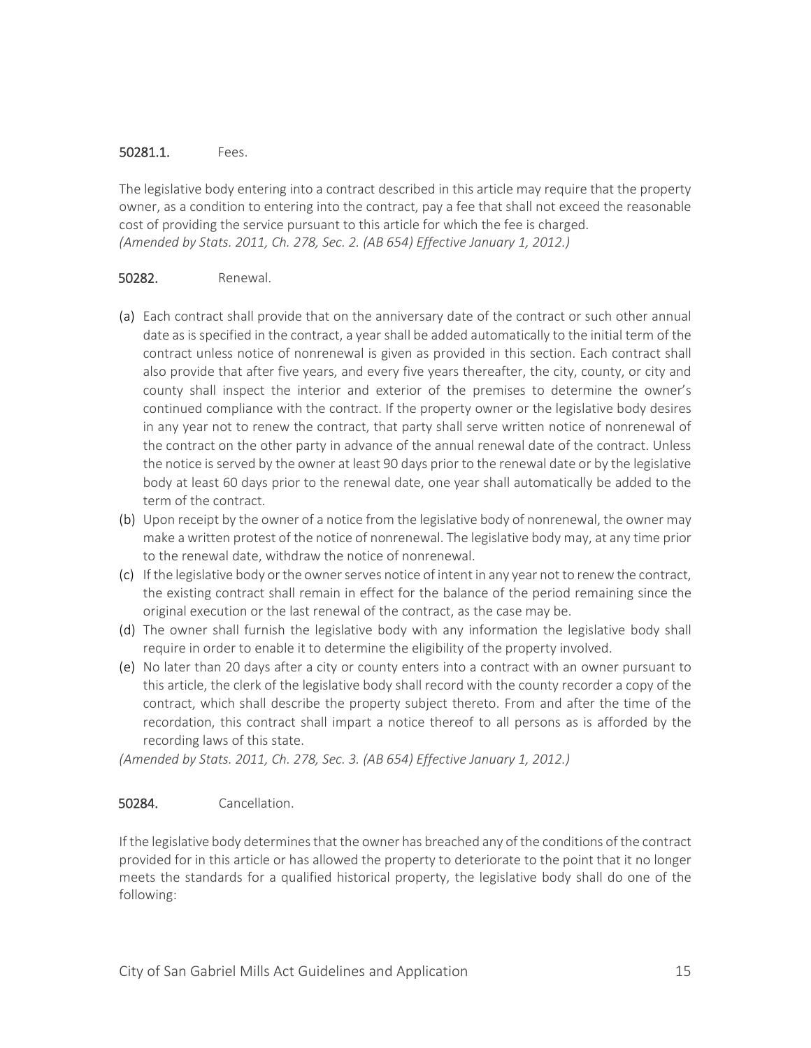**50281.1.** Fees.

The legislative body entering into a contract described in this article may require that the property owner, as a condition to entering into the contract, pay a fee that shall not exceed the reasonable cost of providing the service pursuant to this article for which the fee is charged.
*(Amended by Stats. 2011, Ch. 278, Sec. 2. (AB 654) Effective January 1, 2012.)*

**50282.** Renewal.

(a) Each contract shall provide that on the anniversary date of the contract or such other annual date as is specified in the contract, a year shall be added automatically to the initial term of the contract unless notice of nonrenewal is given as provided in this section. Each contract shall also provide that after five years, and every five years thereafter, the city, county, or city and county shall inspect the interior and exterior of the premises to determine the owner's continued compliance with the contract. If the property owner or the legislative body desires in any year not to renew the contract, that party shall serve written notice of nonrenewal of the contract on the other party in advance of the annual renewal date of the contract. Unless the notice is served by the owner at least 90 days prior to the renewal date or by the legislative body at least 60 days prior to the renewal date, one year shall automatically be added to the term of the contract.

(b) Upon receipt by the owner of a notice from the legislative body of nonrenewal, the owner may make a written protest of the notice of nonrenewal. The legislative body may, at any time prior to the renewal date, withdraw the notice of nonrenewal.

(c) If the legislative body or the owner serves notice of intent in any year not to renew the contract, the existing contract shall remain in effect for the balance of the period remaining since the original execution or the last renewal of the contract, as the case may be.

(d) The owner shall furnish the legislative body with any information the legislative body shall require in order to enable it to determine the eligibility of the property involved.

(e) No later than 20 days after a city or county enters into a contract with an owner pursuant to this article, the clerk of the legislative body shall record with the county recorder a copy of the contract, which shall describe the property subject thereto. From and after the time of the recordation, this contract shall impart a notice thereof to all persons as is afforded by the recording laws of this state.

*(Amended by Stats. 2011, Ch. 278, Sec. 3. (AB 654) Effective January 1, 2012.)*

**50284.** Cancellation.

If the legislative body determines that the owner has breached any of the conditions of the contract provided for in this article or has allowed the property to deteriorate to the point that it no longer meets the standards for a qualified historical property, the legislative body shall do one of the following: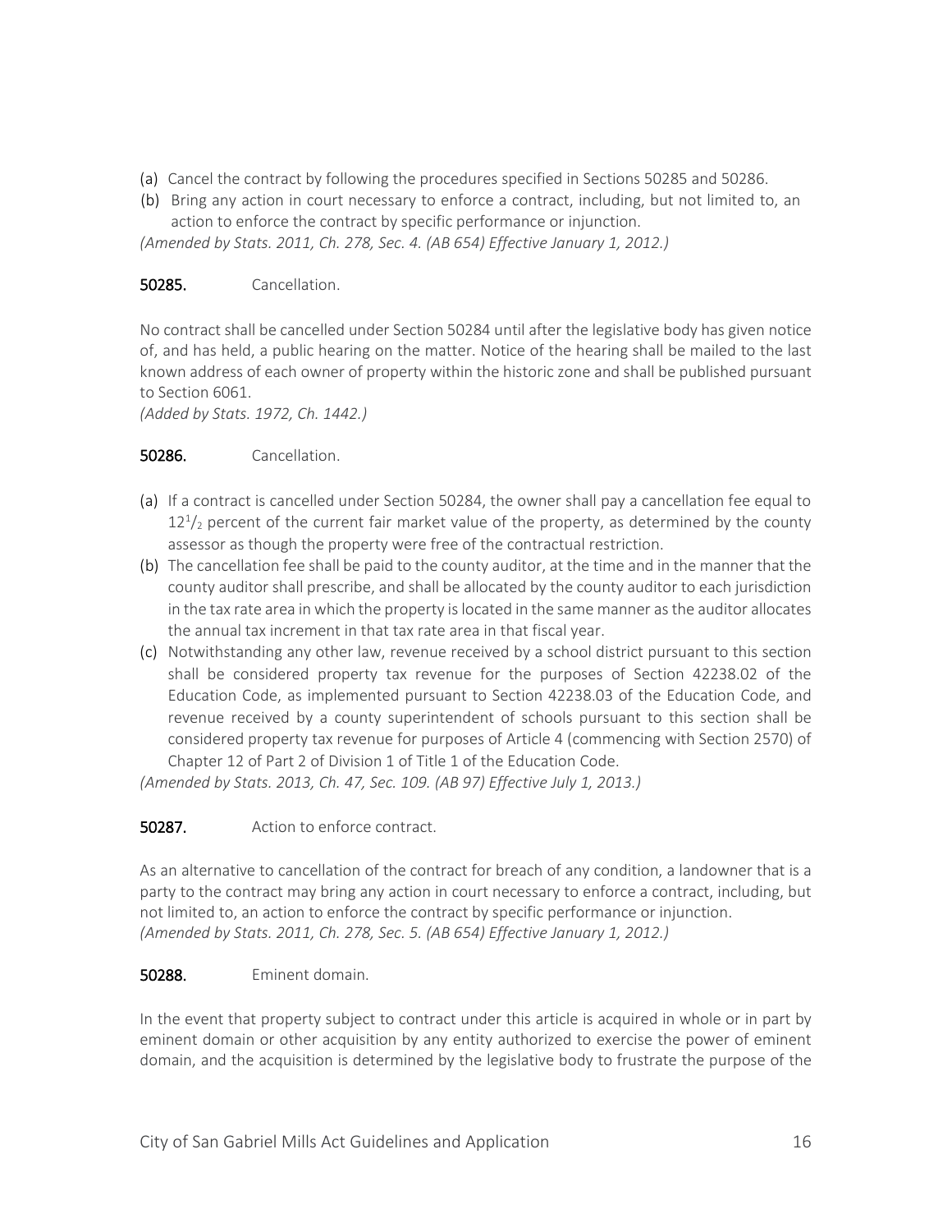(a) Cancel the contract by following the procedures specified in Sections 50285 and 50286.

(b) Bring any action in court necessary to enforce a contract, including, but not limited to, an action to enforce the contract by specific performance or injunction.

*(Amended by Stats. 2011, Ch. 278, Sec. 4. (AB 654) Effective January 1, 2012.)*

**50285.** Cancellation.

No contract shall be cancelled under Section 50284 until after the legislative body has given notice of, and has held, a public hearing on the matter. Notice of the hearing shall be mailed to the last known address of each owner of property within the historic zone and shall be published pursuant to Section 6061.

*(Added by Stats. 1972, Ch. 1442.)*

**50286.** Cancellation.

(a) If a contract is cancelled under Section 50284, the owner shall pay a cancellation fee equal to $12^1/_2$ percent of the current fair market value of the property, as determined by the county assessor as though the property were free of the contractual restriction.

(b) The cancellation fee shall be paid to the county auditor, at the time and in the manner that the county auditor shall prescribe, and shall be allocated by the county auditor to each jurisdiction in the tax rate area in which the property is located in the same manner as the auditor allocates the annual tax increment in that tax rate area in that fiscal year.

(c) Notwithstanding any other law, revenue received by a school district pursuant to this section shall be considered property tax revenue for the purposes of Section 42238.02 of the Education Code, as implemented pursuant to Section 42238.03 of the Education Code, and revenue received by a county superintendent of schools pursuant to this section shall be considered property tax revenue for purposes of Article 4 (commencing with Section 2570) of Chapter 12 of Part 2 of Division 1 of Title 1 of the Education Code.

*(Amended by Stats. 2013, Ch. 47, Sec. 109. (AB 97) Effective July 1, 2013.)*

**50287.** Action to enforce contract.

As an alternative to cancellation of the contract for breach of any condition, a landowner that is a party to the contract may bring any action in court necessary to enforce a contract, including, but not limited to, an action to enforce the contract by specific performance or injunction.

*(Amended by Stats. 2011, Ch. 278, Sec. 5. (AB 654) Effective January 1, 2012.)*

**50288.** Eminent domain.

In the event that property subject to contract under this article is acquired in whole or in part by eminent domain or other acquisition by any entity authorized to exercise the power of eminent domain, and the acquisition is determined by the legislative body to frustrate the purpose of the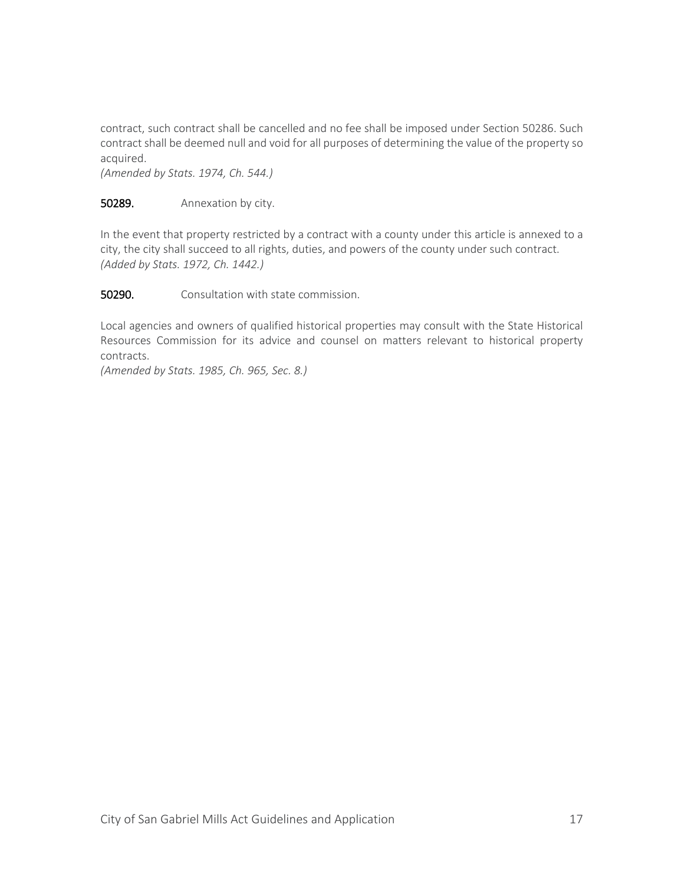contract, such contract shall be cancelled and no fee shall be imposed under Section 50286. Such contract shall be deemed null and void for all purposes of determining the value of the property so acquired.
*(Amended by Stats. 1974, Ch. 544.)*

**50289.** Annexation by city.

In the event that property restricted by a contract with a county under this article is annexed to a city, the city shall succeed to all rights, duties, and powers of the county under such contract.
*(Added by Stats. 1972, Ch. 1442.)*

**50290.** Consultation with state commission.

Local agencies and owners of qualified historical properties may consult with the State Historical Resources Commission for its advice and counsel on matters relevant to historical property contracts.
*(Amended by Stats. 1985, Ch. 965, Sec. 8.)*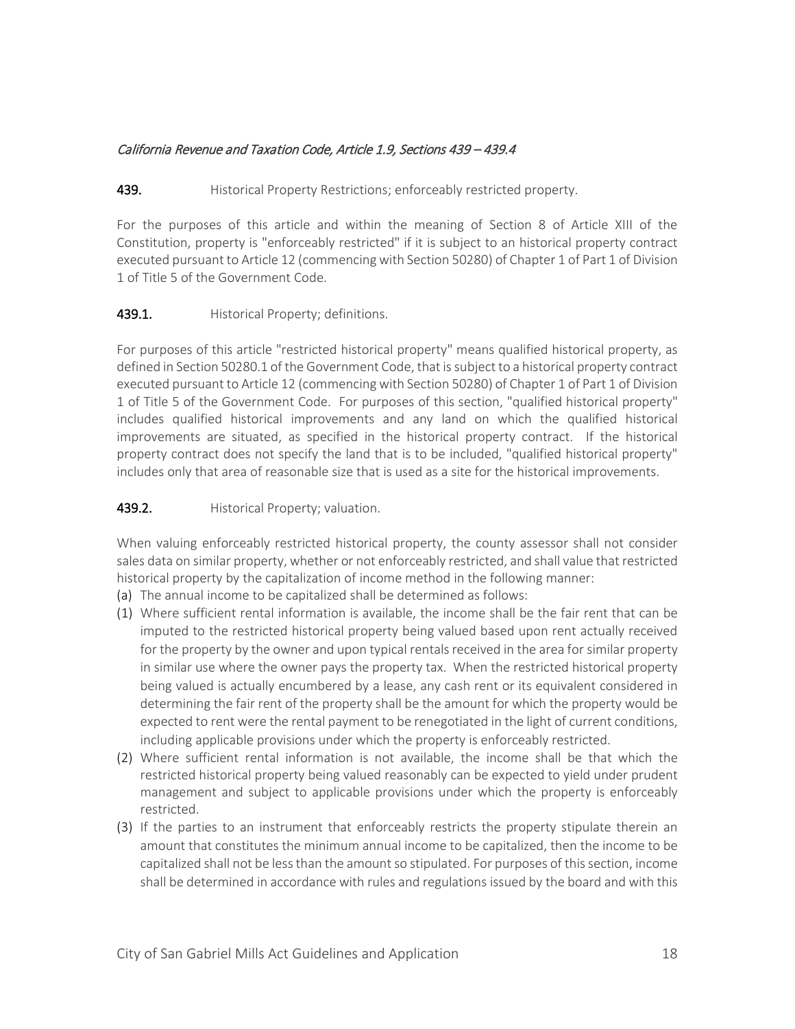*California Revenue and Taxation Code, Article 1.9, Sections 439 – 439.4*

**439.** Historical Property Restrictions; enforceably restricted property.

For the purposes of this article and within the meaning of Section 8 of Article XIII of the Constitution, property is "enforceably restricted" if it is subject to an historical property contract executed pursuant to Article 12 (commencing with Section 50280) of Chapter 1 of Part 1 of Division 1 of Title 5 of the Government Code.

**439.1.** Historical Property; definitions.

For purposes of this article "restricted historical property" means qualified historical property, as defined in Section 50280.1 of the Government Code, that is subject to a historical property contract executed pursuant to Article 12 (commencing with Section 50280) of Chapter 1 of Part 1 of Division 1 of Title 5 of the Government Code. For purposes of this section, "qualified historical property" includes qualified historical improvements and any land on which the qualified historical improvements are situated, as specified in the historical property contract. If the historical property contract does not specify the land that is to be included, "qualified historical property" includes only that area of reasonable size that is used as a site for the historical improvements.

**439.2.** Historical Property; valuation.

When valuing enforceably restricted historical property, the county assessor shall not consider sales data on similar property, whether or not enforceably restricted, and shall value that restricted historical property by the capitalization of income method in the following manner:

(a) The annual income to be capitalized shall be determined as follows:

(1) Where sufficient rental information is available, the income shall be the fair rent that can be imputed to the restricted historical property being valued based upon rent actually received for the property by the owner and upon typical rentals received in the area for similar property in similar use where the owner pays the property tax. When the restricted historical property being valued is actually encumbered by a lease, any cash rent or its equivalent considered in determining the fair rent of the property shall be the amount for which the property would be expected to rent were the rental payment to be renegotiated in the light of current conditions, including applicable provisions under which the property is enforceably restricted.

(2) Where sufficient rental information is not available, the income shall be that which the restricted historical property being valued reasonably can be expected to yield under prudent management and subject to applicable provisions under which the property is enforceably restricted.

(3) If the parties to an instrument that enforceably restricts the property stipulate therein an amount that constitutes the minimum annual income to be capitalized, then the income to be capitalized shall not be less than the amount so stipulated. For purposes of this section, income shall be determined in accordance with rules and regulations issued by the board and with this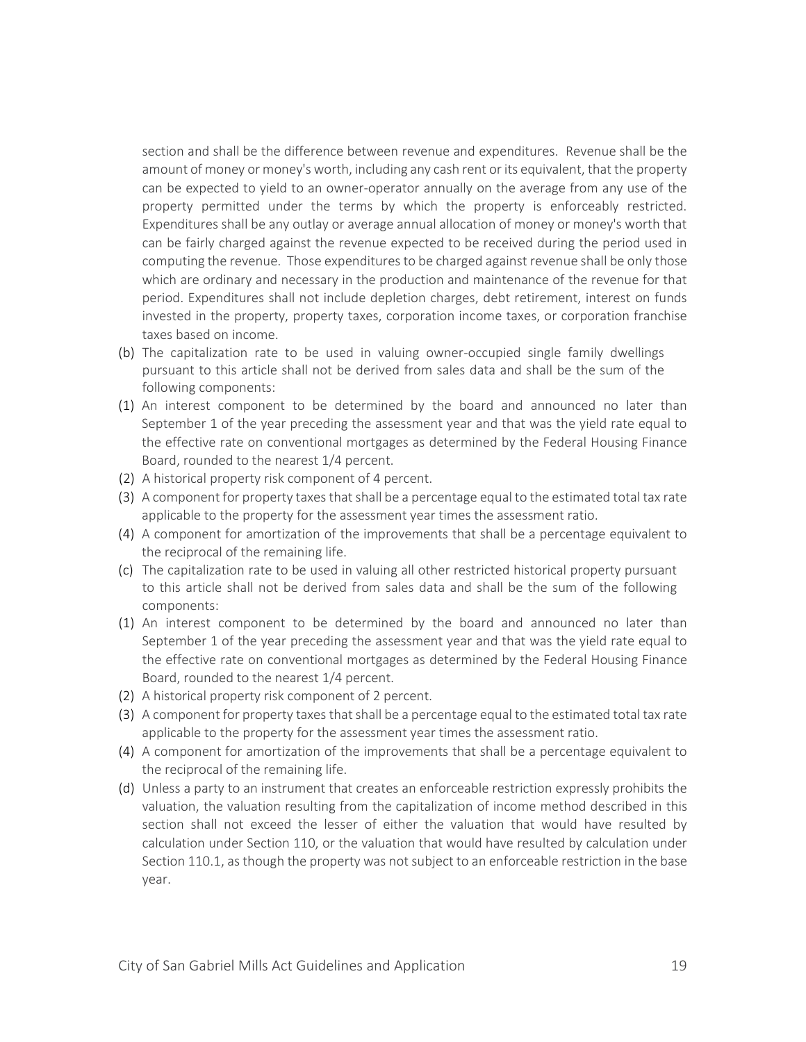section and shall be the difference between revenue and expenditures. Revenue shall be the amount of money or money's worth, including any cash rent or its equivalent, that the property can be expected to yield to an owner-operator annually on the average from any use of the property permitted under the terms by which the property is enforceably restricted. Expenditures shall be any outlay or average annual allocation of money or money's worth that can be fairly charged against the revenue expected to be received during the period used in computing the revenue. Those expenditures to be charged against revenue shall be only those which are ordinary and necessary in the production and maintenance of the revenue for that period. Expenditures shall not include depletion charges, debt retirement, interest on funds invested in the property, property taxes, corporation income taxes, or corporation franchise taxes based on income.

(b) The capitalization rate to be used in valuing owner-occupied single family dwellings pursuant to this article shall not be derived from sales data and shall be the sum of the following components:

(1) An interest component to be determined by the board and announced no later than September 1 of the year preceding the assessment year and that was the yield rate equal to the effective rate on conventional mortgages as determined by the Federal Housing Finance Board, rounded to the nearest 1/4 percent.

(2) A historical property risk component of 4 percent.

(3) A component for property taxes that shall be a percentage equal to the estimated total tax rate applicable to the property for the assessment year times the assessment ratio.

(4) A component for amortization of the improvements that shall be a percentage equivalent to the reciprocal of the remaining life.

(c) The capitalization rate to be used in valuing all other restricted historical property pursuant to this article shall not be derived from sales data and shall be the sum of the following components:

(1) An interest component to be determined by the board and announced no later than September 1 of the year preceding the assessment year and that was the yield rate equal to the effective rate on conventional mortgages as determined by the Federal Housing Finance Board, rounded to the nearest 1/4 percent.

(2) A historical property risk component of 2 percent.

(3) A component for property taxes that shall be a percentage equal to the estimated total tax rate applicable to the property for the assessment year times the assessment ratio.

(4) A component for amortization of the improvements that shall be a percentage equivalent to the reciprocal of the remaining life.

(d) Unless a party to an instrument that creates an enforceable restriction expressly prohibits the valuation, the valuation resulting from the capitalization of income method described in this section shall not exceed the lesser of either the valuation that would have resulted by calculation under Section 110, or the valuation that would have resulted by calculation under Section 110.1, as though the property was not subject to an enforceable restriction in the base year.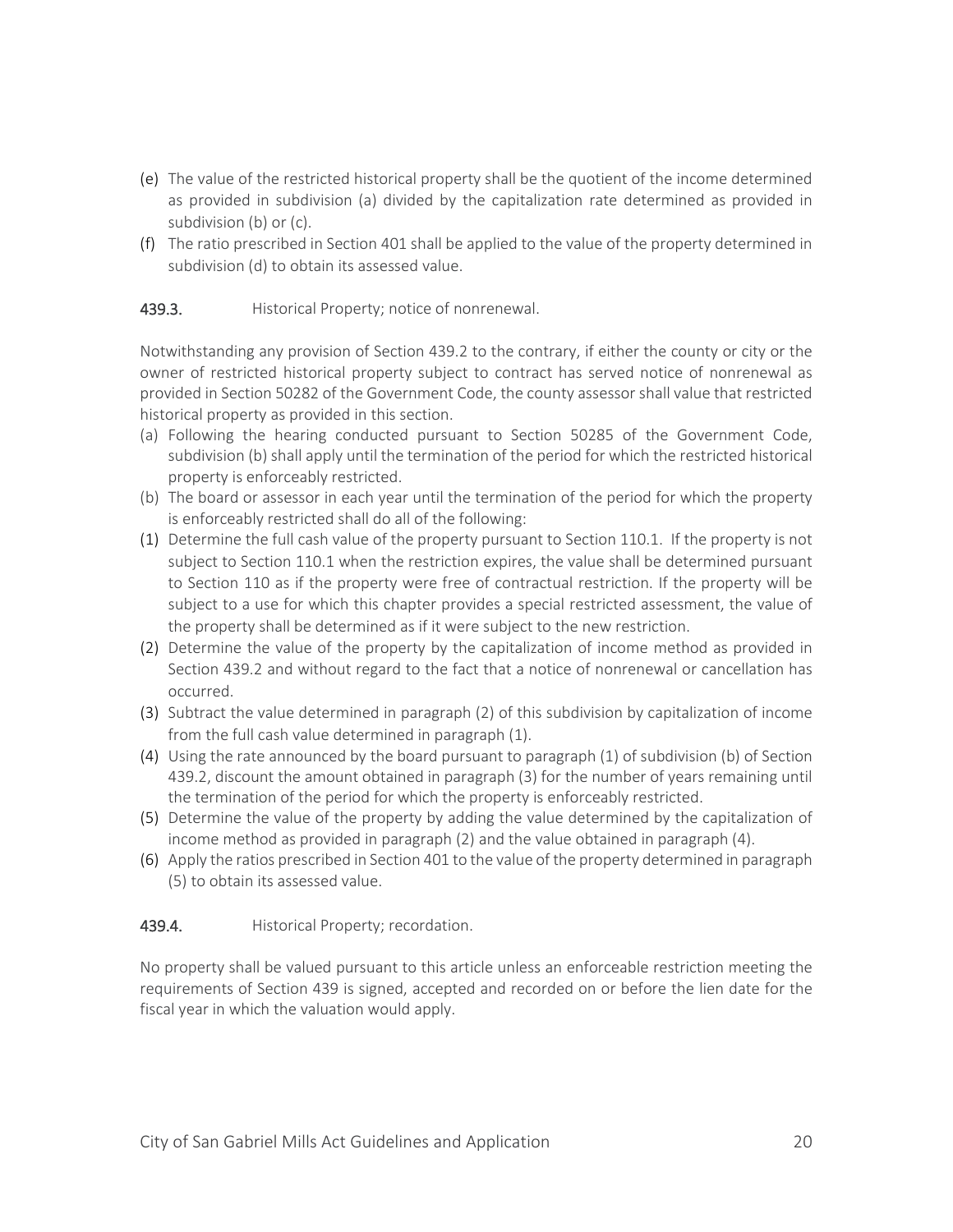(e) The value of the restricted historical property shall be the quotient of the income determined as provided in subdivision (a) divided by the capitalization rate determined as provided in subdivision (b) or (c).

(f) The ratio prescribed in Section 401 shall be applied to the value of the property determined in subdivision (d) to obtain its assessed value.

**439.3.** Historical Property; notice of nonrenewal.

Notwithstanding any provision of Section 439.2 to the contrary, if either the county or city or the owner of restricted historical property subject to contract has served notice of nonrenewal as provided in Section 50282 of the Government Code, the county assessor shall value that restricted historical property as provided in this section.

(a) Following the hearing conducted pursuant to Section 50285 of the Government Code, subdivision (b) shall apply until the termination of the period for which the restricted historical property is enforceably restricted.

(b) The board or assessor in each year until the termination of the period for which the property is enforceably restricted shall do all of the following:

(1) Determine the full cash value of the property pursuant to Section 110.1. If the property is not subject to Section 110.1 when the restriction expires, the value shall be determined pursuant to Section 110 as if the property were free of contractual restriction. If the property will be subject to a use for which this chapter provides a special restricted assessment, the value of the property shall be determined as if it were subject to the new restriction.

(2) Determine the value of the property by the capitalization of income method as provided in Section 439.2 and without regard to the fact that a notice of nonrenewal or cancellation has occurred.

(3) Subtract the value determined in paragraph (2) of this subdivision by capitalization of income from the full cash value determined in paragraph (1).

(4) Using the rate announced by the board pursuant to paragraph (1) of subdivision (b) of Section 439.2, discount the amount obtained in paragraph (3) for the number of years remaining until the termination of the period for which the property is enforceably restricted.

(5) Determine the value of the property by adding the value determined by the capitalization of income method as provided in paragraph (2) and the value obtained in paragraph (4).

(6) Apply the ratios prescribed in Section 401 to the value of the property determined in paragraph (5) to obtain its assessed value.

**439.4.** Historical Property; recordation.

No property shall be valued pursuant to this article unless an enforceable restriction meeting the requirements of Section 439 is signed, accepted and recorded on or before the lien date for the fiscal year in which the valuation would apply.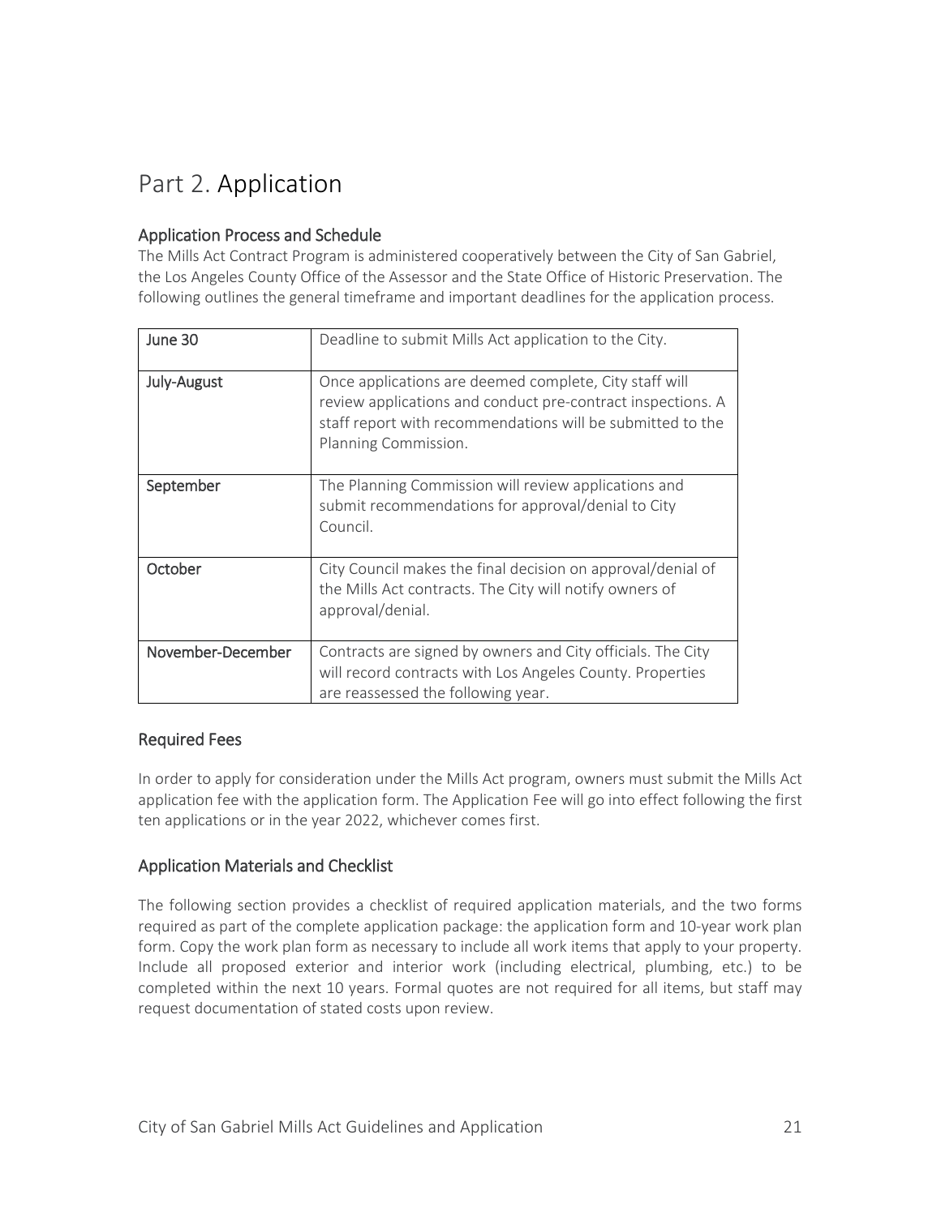# Part 2. Application

### Application Process and Schedule

The Mills Act Contract Program is administered cooperatively between the City of San Gabriel, the Los Angeles County Office of the Assessor and the State Office of Historic Preservation. The following outlines the general timeframe and important deadlines for the application process.

| | |
|---|---|
| June 30 | Deadline to submit Mills Act application to the City. |
| July-August | Once applications are deemed complete, City staff will review applications and conduct pre-contract inspections. A staff report with recommendations will be submitted to the Planning Commission. |
| September | The Planning Commission will review applications and submit recommendations for approval/denial to City Council. |
| October | City Council makes the final decision on approval/denial of the Mills Act contracts. The City will notify owners of approval/denial. |
| November-December | Contracts are signed by owners and City officials. The City will record contracts with Los Angeles County. Properties are reassessed the following year. |

### Required Fees

In order to apply for consideration under the Mills Act program, owners must submit the Mills Act application fee with the application form. The Application Fee will go into effect following the first ten applications or in the year 2022, whichever comes first.

### Application Materials and Checklist

The following section provides a checklist of required application materials, and the two forms required as part of the complete application package: the application form and 10-year work plan form. Copy the work plan form as necessary to include all work items that apply to your property. Include all proposed exterior and interior work (including electrical, plumbing, etc.) to be completed within the next 10 years. Formal quotes are not required for all items, but staff may request documentation of stated costs upon review.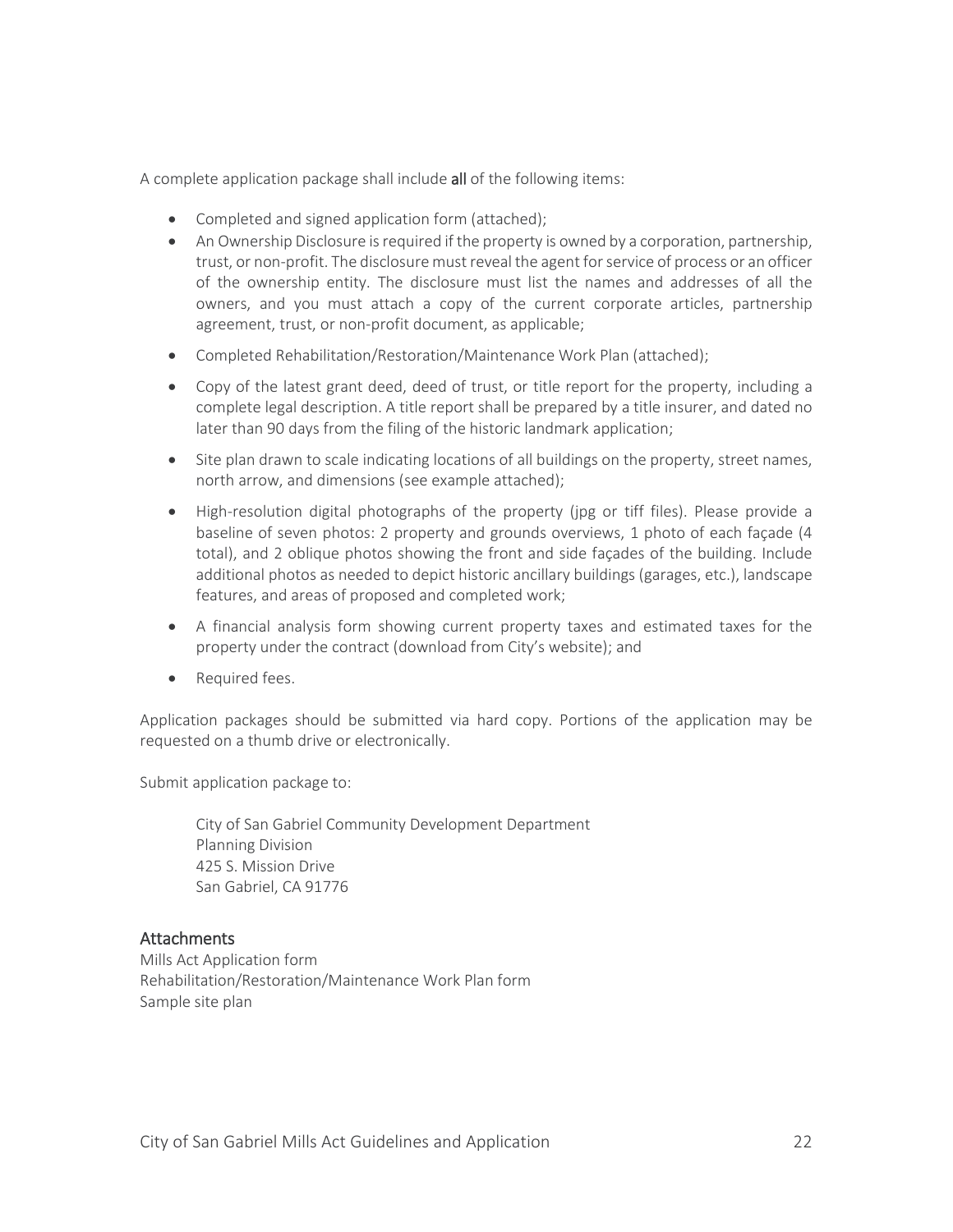A complete application package shall include **all** of the following items:

- Completed and signed application form (attached);
- An Ownership Disclosure is required if the property is owned by a corporation, partnership, trust, or non-profit. The disclosure must reveal the agent for service of process or an officer of the ownership entity. The disclosure must list the names and addresses of all the owners, and you must attach a copy of the current corporate articles, partnership agreement, trust, or non-profit document, as applicable;
- Completed Rehabilitation/Restoration/Maintenance Work Plan (attached);
- Copy of the latest grant deed, deed of trust, or title report for the property, including a complete legal description. A title report shall be prepared by a title insurer, and dated no later than 90 days from the filing of the historic landmark application;
- Site plan drawn to scale indicating locations of all buildings on the property, street names, north arrow, and dimensions (see example attached);
- High-resolution digital photographs of the property (jpg or tiff files). Please provide a baseline of seven photos: 2 property and grounds overviews, 1 photo of each façade (4 total), and 2 oblique photos showing the front and side façades of the building. Include additional photos as needed to depict historic ancillary buildings (garages, etc.), landscape features, and areas of proposed and completed work;
- A financial analysis form showing current property taxes and estimated taxes for the property under the contract (download from City's website); and
- Required fees.

Application packages should be submitted via hard copy. Portions of the application may be requested on a thumb drive or electronically.

Submit application package to:

> City of San Gabriel Community Development Department
> Planning Division
> 425 S. Mission Drive
> San Gabriel, CA 91776

## Attachments

Mills Act Application form
Rehabilitation/Restoration/Maintenance Work Plan form
Sample site plan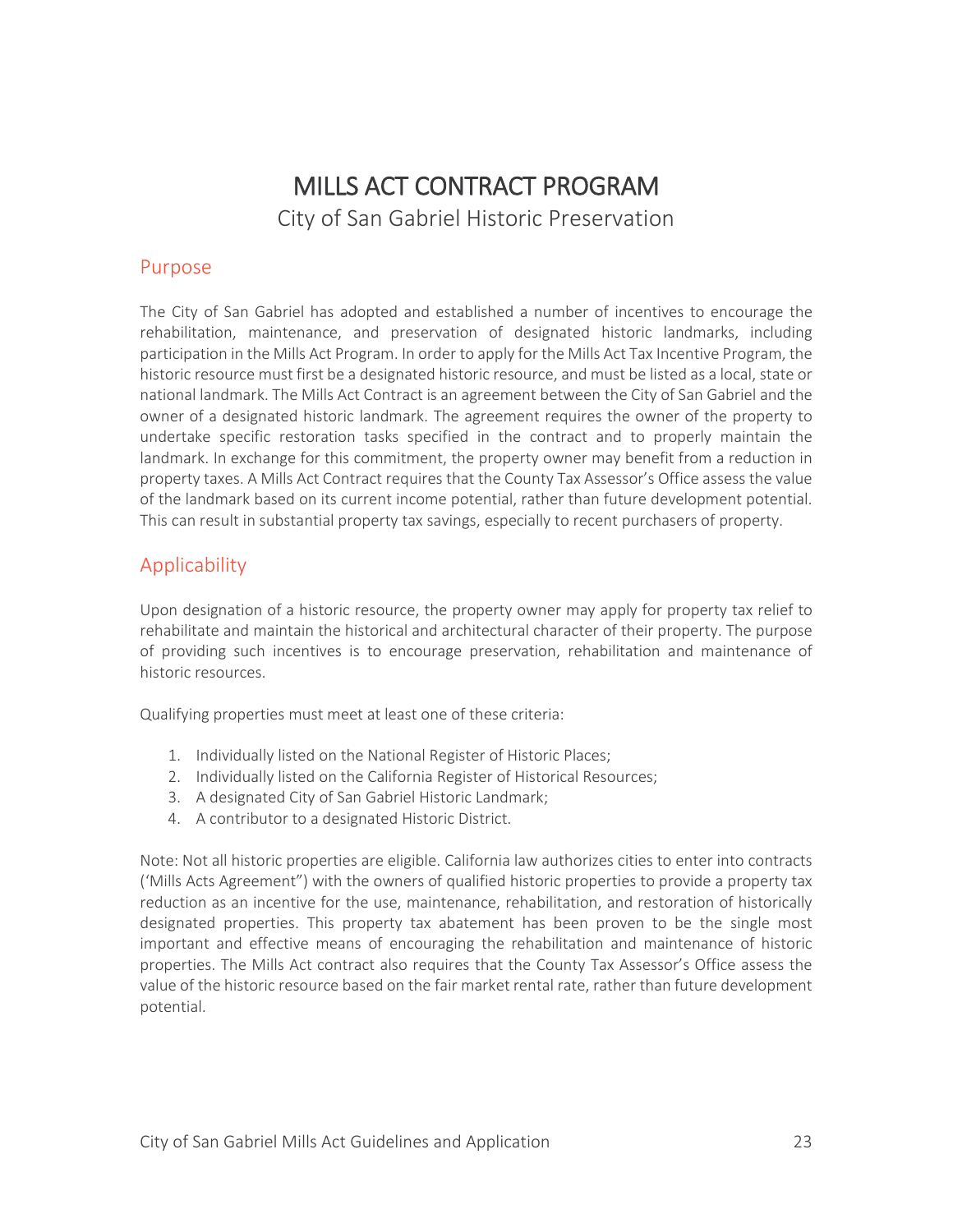# MILLS ACT CONTRACT PROGRAM

City of San Gabriel Historic Preservation

## Purpose

The City of San Gabriel has adopted and established a number of incentives to encourage the rehabilitation, maintenance, and preservation of designated historic landmarks, including participation in the Mills Act Program. In order to apply for the Mills Act Tax Incentive Program, the historic resource must first be a designated historic resource, and must be listed as a local, state or national landmark. The Mills Act Contract is an agreement between the City of San Gabriel and the owner of a designated historic landmark. The agreement requires the owner of the property to undertake specific restoration tasks specified in the contract and to properly maintain the landmark. In exchange for this commitment, the property owner may benefit from a reduction in property taxes. A Mills Act Contract requires that the County Tax Assessor's Office assess the value of the landmark based on its current income potential, rather than future development potential. This can result in substantial property tax savings, especially to recent purchasers of property.

## Applicability

Upon designation of a historic resource, the property owner may apply for property tax relief to rehabilitate and maintain the historical and architectural character of their property. The purpose of providing such incentives is to encourage preservation, rehabilitation and maintenance of historic resources.

Qualifying properties must meet at least one of these criteria:

1. Individually listed on the National Register of Historic Places;
2. Individually listed on the California Register of Historical Resources;
3. A designated City of San Gabriel Historic Landmark;
4. A contributor to a designated Historic District.

Note: Not all historic properties are eligible. California law authorizes cities to enter into contracts ('Mills Acts Agreement") with the owners of qualified historic properties to provide a property tax reduction as an incentive for the use, maintenance, rehabilitation, and restoration of historically designated properties. This property tax abatement has been proven to be the single most important and effective means of encouraging the rehabilitation and maintenance of historic properties. The Mills Act contract also requires that the County Tax Assessor's Office assess the value of the historic resource based on the fair market rental rate, rather than future development potential.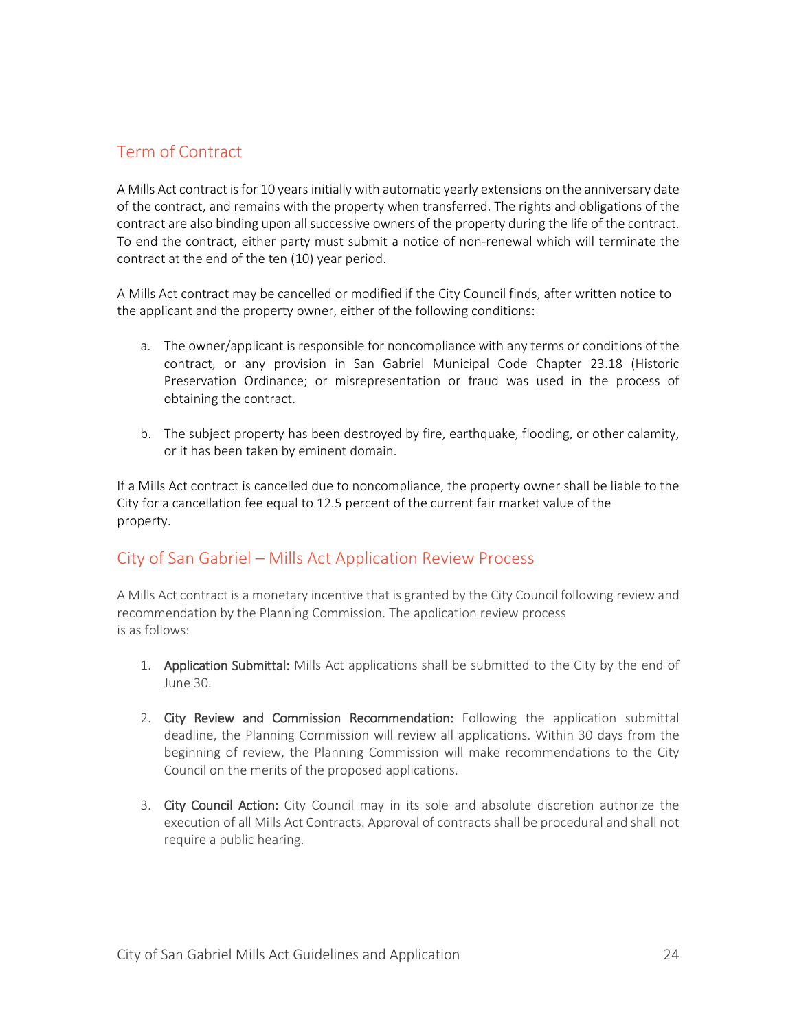## Term of Contract

A Mills Act contract is for 10 years initially with automatic yearly extensions on the anniversary date of the contract, and remains with the property when transferred. The rights and obligations of the contract are also binding upon all successive owners of the property during the life of the contract. To end the contract, either party must submit a notice of non-renewal which will terminate the contract at the end of the ten (10) year period.

A Mills Act contract may be cancelled or modified if the City Council finds, after written notice to the applicant and the property owner, either of the following conditions:

a. The owner/applicant is responsible for noncompliance with any terms or conditions of the contract, or any provision in San Gabriel Municipal Code Chapter 23.18 (Historic Preservation Ordinance; or misrepresentation or fraud was used in the process of obtaining the contract.

b. The subject property has been destroyed by fire, earthquake, flooding, or other calamity, or it has been taken by eminent domain.

If a Mills Act contract is cancelled due to noncompliance, the property owner shall be liable to the City for a cancellation fee equal to 12.5 percent of the current fair market value of the property.

## City of San Gabriel – Mills Act Application Review Process

A Mills Act contract is a monetary incentive that is granted by the City Council following review and recommendation by the Planning Commission. The application review process is as follows:

1. **Application Submittal:** Mills Act applications shall be submitted to the City by the end of June 30.

2. **City Review and Commission Recommendation:** Following the application submittal deadline, the Planning Commission will review all applications. Within 30 days from the beginning of review, the Planning Commission will make recommendations to the City Council on the merits of the proposed applications.

3. **City Council Action:** City Council may in its sole and absolute discretion authorize the execution of all Mills Act Contracts. Approval of contracts shall be procedural and shall not require a public hearing.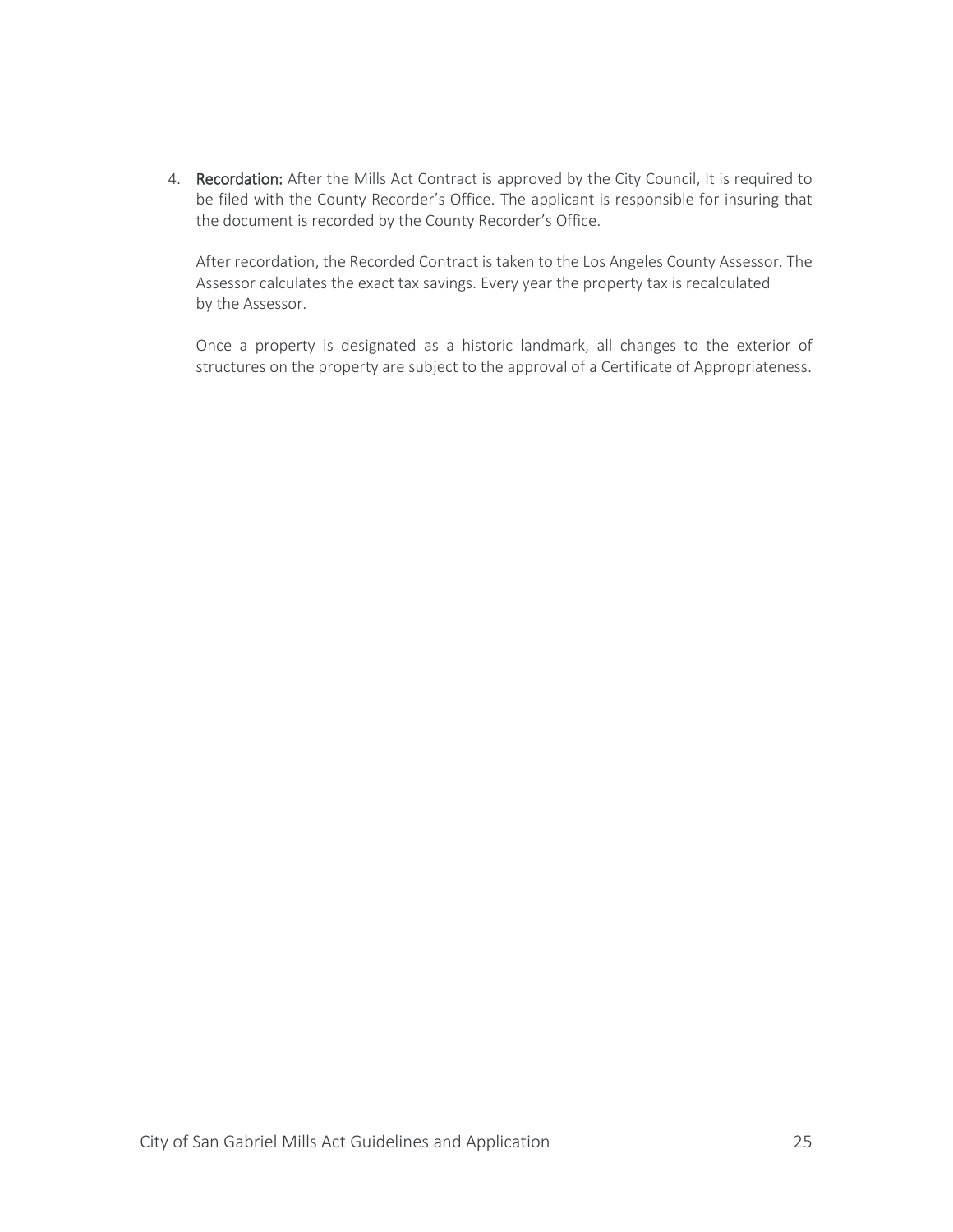4. **Recordation:** After the Mills Act Contract is approved by the City Council, It is required to be filed with the County Recorder's Office. The applicant is responsible for insuring that the document is recorded by the County Recorder's Office.

   After recordation, the Recorded Contract is taken to the Los Angeles County Assessor. The Assessor calculates the exact tax savings. Every year the property tax is recalculated by the Assessor.

   Once a property is designated as a historic landmark, all changes to the exterior of structures on the property are subject to the approval of a Certificate of Appropriateness.